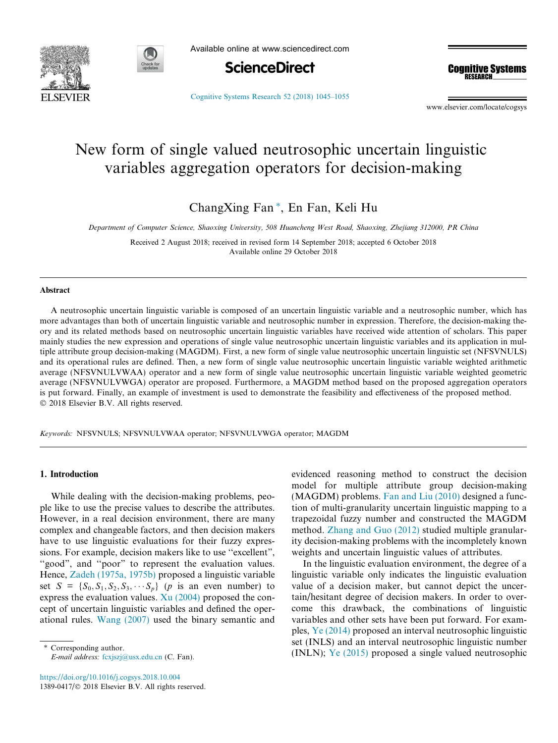# New form of single valued neutrosophic uncertain linguistic variables aggregation operators for decision-making

ChangXing Fan *, En Fan, Keli Hu

*Department of Computer Science, Shaoxing University, 508 Huancheng West Road, Shaoxing, Zhejiang 312000, PR China*

Received 2 August 2018; received in revised form 14 September 2018; accepted 6 October 2018
Available online 29 October 2018

## Abstract

A neutrosophic uncertain linguistic variable is composed of an uncertain linguistic variable and a neutrosophic number, which has more advantages than both of uncertain linguistic variable and neutrosophic number in expression. Therefore, the decision-making theory and its related methods based on neutrosophic uncertain linguistic variables have received wide attention of scholars. This paper mainly studies the new expression and operations of single value neutrosophic uncertain linguistic variables and its application in multiple attribute group decision-making (MAGDM). First, a new form of single value neutrosophic uncertain linguistic set (NFSVNULS) and its operational rules are defined. Then, a new form of single value neutrosophic uncertain linguistic variable weighted arithmetic average (NFSVNULVWAA) operator and a new form of single value neutrosophic uncertain linguistic variable weighted geometric average (NFSVNULVWGA) operator are proposed. Furthermore, a MAGDM method based on the proposed aggregation operators is put forward. Finally, an example of investment is used to demonstrate the feasibility and effectiveness of the proposed method.
© 2018 Elsevier B.V. All rights reserved.

*Keywords:* NFSVNULS; NFSVNULVWAA operator; NFSVNULVWGA operator; MAGDM

## 1. Introduction

While dealing with the decision-making problems, people like to use the precise values to describe the attributes. However, in a real decision environment, there are many complex and changeable factors, and then decision makers have to use linguistic evaluations for their fuzzy expressions. For example, decision makers like to use "excellent", "good", and "poor" to represent the evaluation values. Hence, Zadeh (1975a, 1975b) proposed a linguistic variable set $S = \{S_0, S_1, S_2, S_3, \cdots S_p\}$ ($p$ is an even number) to express the evaluation values. Xu (2004) proposed the concept of uncertain linguistic variables and defined the operational rules. Wang (2007) used the binary semantic and evidenced reasoning method to construct the decision model for multiple attribute group decision-making (MAGDM) problems. Fan and Liu (2010) designed a function of multi-granularity uncertain linguistic mapping to a trapezoidal fuzzy number and constructed the MAGDM method. Zhang and Guo (2012) studied multiple granularity decision-making problems with the incompletely known weights and uncertain linguistic values of attributes.

In the linguistic evaluation environment, the degree of a linguistic variable only indicates the linguistic evaluation value of a decision maker, but cannot depict the uncertain/hesitant degree of decision makers. In order to overcome this drawback, the combinations of linguistic variables and other sets have been put forward. For examples, Ye (2014) proposed an interval neutrosophic linguistic set (INLS) and an interval neutrosophic linguistic number (INLN); Ye (2015) proposed a single valued neutrosophic

* Corresponding author.
*E-mail address:* fcxjszj@usx.edu.cn (C. Fan).

https://doi.org/10.1016/j.cogsys.2018.10.004
1389-0417/© 2018 Elsevier B.V. All rights reserved.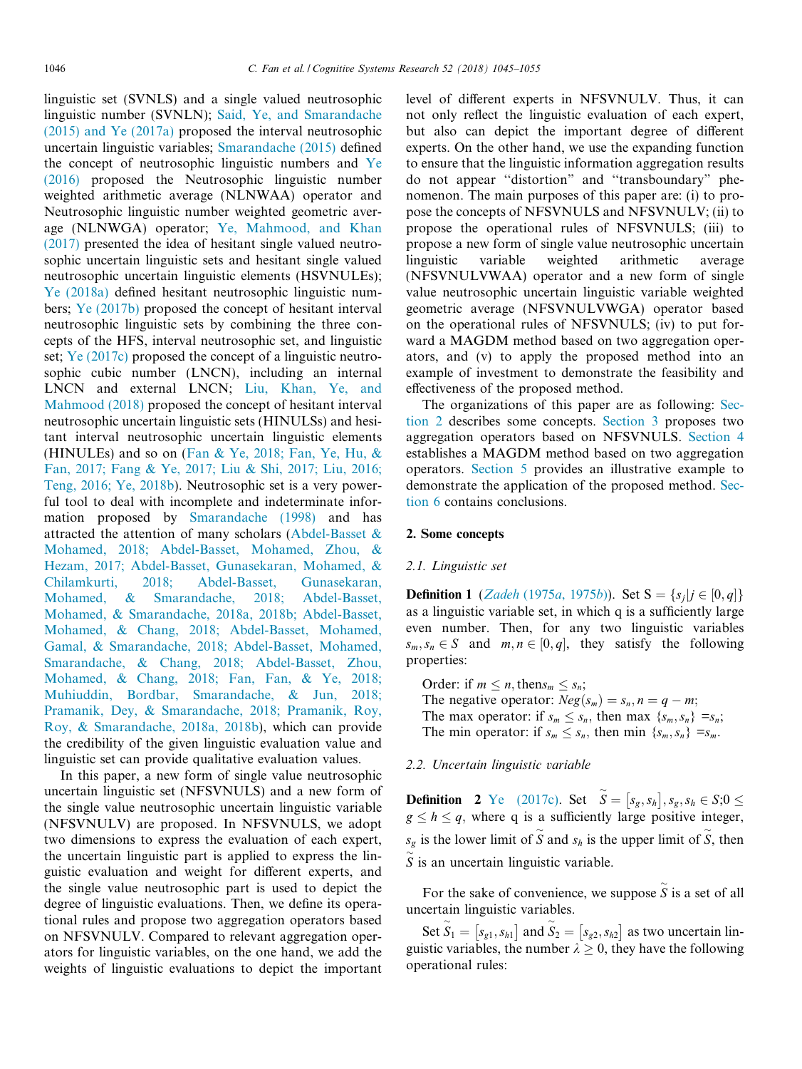linguistic set (SVNLS) and a single valued neutrosophic linguistic number (SVNLN); Said, Ye, and Smarandache (2015) and Ye (2017a) proposed the interval neutrosophic uncertain linguistic variables; Smarandache (2015) defined the concept of neutrosophic linguistic numbers and Ye (2016) proposed the Neutrosophic linguistic number weighted arithmetic average (NLNWAA) operator and Neutrosophic linguistic number weighted geometric average (NLNWGA) operator; Ye, Mahmood, and Khan (2017) presented the idea of hesitant single valued neutrosophic uncertain linguistic sets and hesitant single valued neutrosophic uncertain linguistic elements (HSVNULEs); Ye (2018a) defined hesitant neutrosophic linguistic numbers; Ye (2017b) proposed the concept of hesitant interval neutrosophic linguistic sets by combining the three concepts of the HFS, interval neutrosophic set, and linguistic set; Ye (2017c) proposed the concept of a linguistic neutrosophic cubic number (LNCN), including an internal LNCN and external LNCN; Liu, Khan, Ye, and Mahmood (2018) proposed the concept of hesitant interval neutrosophic uncertain linguistic sets (HINULSs) and hesitant interval neutrosophic uncertain linguistic elements (HINULEs) and so on (Fan & Ye, 2018; Fan, Ye, Hu, & Fan, 2017; Fang & Ye, 2017; Liu & Shi, 2017; Liu, 2016; Teng, 2016; Ye, 2018b). Neutrosophic set is a very powerful tool to deal with incomplete and indeterminate information proposed by Smarandache (1998) and has attracted the attention of many scholars (Abdel-Basset & Mohamed, 2018; Abdel-Basset, Mohamed, Zhou, & Hezam, 2017; Abdel-Basset, Gunasekaran, Mohamed, & Chilamkurti, 2018; Abdel-Basset, Gunasekaran, Mohamed, & Smarandache, 2018; Abdel-Basset, Mohamed, & Smarandache, 2018a, 2018b; Abdel-Basset, Mohamed, & Chang, 2018; Abdel-Basset, Mohamed, Gamal, & Smarandache, 2018; Abdel-Basset, Mohamed, Smarandache, & Chang, 2018; Abdel-Basset, Zhou, Mohamed, & Chang, 2018; Fan, Fan, & Ye, 2018; Muhiuddin, Bordbar, Smarandache, & Jun, 2018; Pramanik, Dey, & Smarandache, 2018; Pramanik, Roy, Roy, & Smarandache, 2018a, 2018b), which can provide the credibility of the given linguistic evaluation value and linguistic set can provide qualitative evaluation values.

In this paper, a new form of single value neutrosophic uncertain linguistic set (NFSVNULS) and a new form of the single value neutrosophic uncertain linguistic variable (NFSVNULV) are proposed. In NFSVNULS, we adopt two dimensions to express the evaluation of each expert, the uncertain linguistic part is applied to express the linguistic evaluation and weight for different experts, and the single value neutrosophic part is used to depict the degree of linguistic evaluations. Then, we define its operational rules and propose two aggregation operators based on NFSVNULV. Compared to relevant aggregation operators for linguistic variables, on the one hand, we add the weights of linguistic evaluations to depict the important level of different experts in NFSVNULV. Thus, it can not only reflect the linguistic evaluation of each expert, but also can depict the important degree of different experts. On the other hand, we use the expanding function to ensure that the linguistic information aggregation results do not appear "distortion" and "transboundary" phenomenon. The main purposes of this paper are: (i) to propose the concepts of NFSVNULS and NFSVNULV; (ii) to propose the operational rules of NFSVNULS; (iii) to propose a new form of single value neutrosophic uncertain linguistic variable weighted arithmetic average (NFSVNULVWAA) operator and a new form of single value neutrosophic uncertain linguistic variable weighted geometric average (NFSVNULVWGA) operator based on the operational rules of NFSVNULS; (iv) to put forward a MAGDM method based on two aggregation operators, and (v) to apply the proposed method into an example of investment to demonstrate the feasibility and effectiveness of the proposed method.

The organizations of this paper are as following: Section 2 describes some concepts. Section 3 proposes two aggregation operators based on NFSVNULS. Section 4 establishes a MAGDM method based on two aggregation operators. Section 5 provides an illustrative example to demonstrate the application of the proposed method. Section 6 contains conclusions.

## 2. Some concepts

### 2.1. Linguistic set

**Definition 1** (*Zadeh* (1975a, 1975b)). Set $S = \{s_j | j \in [0, q]\}$ as a linguistic variable set, in which q is a sufficiently large even number. Then, for any two linguistic variables $s_m, s_n \in S$ and $m, n \in [0, q]$, they satisfy the following properties:

Order: if $m \leq n$, then $s_m \leq s_n$;
The negative operator: $Neg(s_m) = s_n, n = q - m$;
The max operator: if $s_m \leq s_n$, then max $\{s_m, s_n\} = s_n$;
The min operator: if $s_m \leq s_n$, then min $\{s_m, s_n\} = s_m$.

### 2.2. Uncertain linguistic variable

**Definition 2** Ye (2017c). Set $\tilde{S} = [s_g, s_h], s_g, s_h \in S; 0 \leq g \leq h \leq q$, where q is a sufficiently large positive integer, $s_g$ is the lower limit of $\tilde{S}$ and $s_h$ is the upper limit of $\tilde{S}$, then $\tilde{S}$ is an uncertain linguistic variable.

For the sake of convenience, we suppose $\tilde{S}$ is a set of all uncertain linguistic variables.

Set $\tilde{S}_1 = [s_{g1}, s_{h1}]$ and $\tilde{S}_2 = [s_{g2}, s_{h2}]$ as two uncertain linguistic variables, the number $\lambda \geq 0$, they have the following operational rules: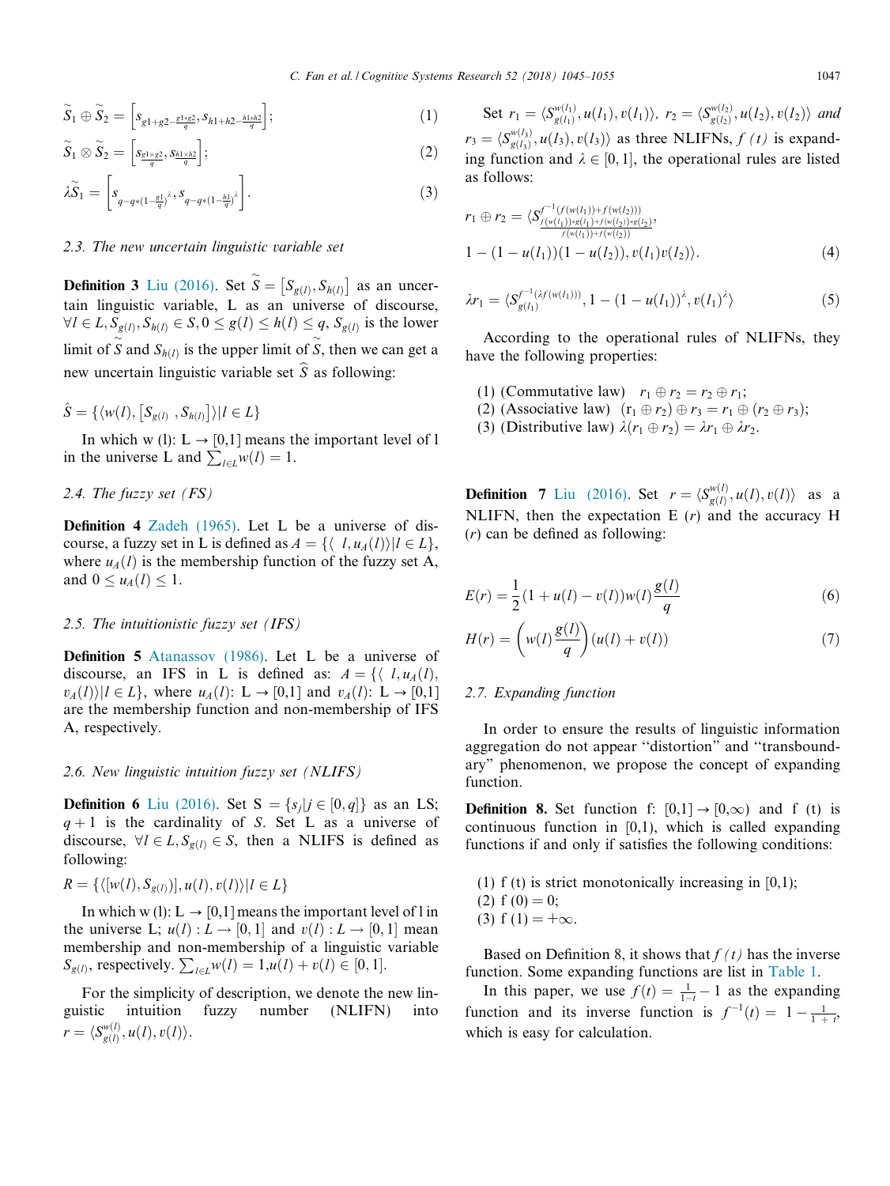$$\widetilde{S}_1 \oplus \widetilde{S}_2 = \left[ s_{g1+g2-\frac{g1*g2}{q}}, s_{h1+h2-\frac{h1*h2}{q}} \right]; \tag{1}$$

$$\widetilde{S}_1 \otimes \widetilde{S}_2 = \left[ s_{\frac{g1\times g2}{q}}, s_{\frac{h1\times h2}{q}} \right]; \tag{2}$$

$$\lambda \widetilde{S}_1 = \left[ s_{q-q*(1-\frac{g1}{q})^{\lambda}}, s_{q-q*(1-\frac{h1}{q})^{\lambda}} \right]. \tag{3}$$

### 2.3. The new uncertain linguistic variable set

**Definition 3** Liu (2016). Set $\widetilde{S} = [S_{g(l)}, S_{h(l)}]$ as an uncertain linguistic variable, L as an universe of discourse, $\forall l \in L, S_{g(l)}, S_{h(l)} \in S, 0 \le g(l) \le h(l) \le q$, $S_{g(l)}$ is the lower limit of $\widetilde{S}$ and $S_{h(l)}$ is the upper limit of $\widetilde{S}$, then we can get a new uncertain linguistic variable set $\widehat{S}$ as following:

$$\hat{S} = \{\langle w(l), [S_{g(l)}, S_{h(l)}]\rangle | l \in L\}$$

In which w (l): L → [0,1] means the important level of l in the universe L and $\sum_{l\in L} w(l) = 1$.

### 2.4. The fuzzy set (FS)

**Definition 4** Zadeh (1965). Let L be a universe of discourse, a fuzzy set in L is defined as $A = \{\langle l, u_A(l)\rangle | l \in L\}$, where $u_A(l)$ is the membership function of the fuzzy set A, and $0 \le u_A(l) \le 1$.

### 2.5. The intuitionistic fuzzy set (IFS)

**Definition 5** Atanassov (1986). Let L be a universe of discourse, an IFS in L is defined as: $A = \{\langle l, u_A(l), v_A(l)\rangle | l \in L\}$, where $u_A(l)$: L → [0,1] and $v_A(l)$: L → [0,1] are the membership function and non-membership of IFS A, respectively.

### 2.6. New linguistic intuition fuzzy set (NLIFS)

**Definition 6** Liu (2016). Set $S = \{s_j | j \in [0, q]\}$ as an LS; $q + 1$ is the cardinality of $S$. Set L as a universe of discourse, $\forall l \in L, S_{g(l)} \in S$, then a NLIFS is defined as following:

$$R = \{\langle [w(l), S_{g(l)})], u(l), v(l)\rangle | l \in L\}$$

In which w (l): L → [0,1] means the important level of l in the universe L; $u(l) : L \to [0, 1]$ and $v(l) : L \to [0, 1]$ mean membership and non-membership of a linguistic variable $S_{g(l)}$, respectively. $\sum_{l\in L} w(l) = 1, u(l) + v(l) \in [0, 1]$.

For the simplicity of description, we denote the new linguistic intuition fuzzy number (NLIFN) into $r = \langle S_{g(l)}^{w(l)}, u(l), v(l)\rangle$.

Set $r_1 = \langle S_{g(l_1)}^{w(l_1)}, u(l_1), v(l_1)\rangle$, $r_2 = \langle S_{g(l_2)}^{w(l_2)}, u(l_2), v(l_2)\rangle$ and $r_3 = \langle S_{g(l_3)}^{w(l_3)}, u(l_3), v(l_3)\rangle$ as three NLIFNs, *f (t)* is expanding function and $\lambda \in [0, 1]$, the operational rules are listed as follows:

$$r_1 \oplus r_2 = \langle S_{\frac{f(w(l_1))*g(l_1)+f(w(l_2))*g(l_2)}{f(w(l_1))+f(w(l_2))}}^{f^{-1}(f(w(l_1))+f(w(l_2)))}, 1 - (1 - u(l_1))(1 - u(l_2)), v(l_1)v(l_2)\rangle. \tag{4}$$

$$\lambda r_1 = \langle S_{g(l_1)}^{f^{-1}(\lambda f(w(l_1)))}, 1 - (1 - u(l_1))^{\lambda}, v(l_1)^{\lambda}\rangle \tag{5}$$

According to the operational rules of NLIFNs, they have the following properties:

(1) (Commutative law) $r_1 \oplus r_2 = r_2 \oplus r_1$;
(2) (Associative law) $(r_1 \oplus r_2) \oplus r_3 = r_1 \oplus (r_2 \oplus r_3)$;
(3) (Distributive law) $\lambda(r_1 \oplus r_2) = \lambda r_1 \oplus \lambda r_2$.

**Definition 7** Liu (2016). Set $r = \langle S_{g(l)}^{w(l)}, u(l), v(l)\rangle$ as a NLIFN, then the expectation E (*r*) and the accuracy H (*r*) can be defined as following:

$$E(r) = \frac{1}{2}(1 + u(l) - v(l))w(l)\frac{g(l)}{q} \tag{6}$$

$$H(r) = \left(w(l)\frac{g(l)}{q}\right)(u(l) + v(l)) \tag{7}$$

### 2.7. Expanding function

In order to ensure the results of linguistic information aggregation do not appear "distortion" and "transboundary" phenomenon, we propose the concept of expanding function.

**Definition 8.** Set function f: [0,1] → [0,∞) and f (t) is continuous function in [0,1), which is called expanding functions if and only if satisfies the following conditions:

(1) f (t) is strict monotonically increasing in [0,1);
(2) f (0) = 0;
(3) f (1) = +∞.

Based on Definition 8, it shows that *f (t)* has the inverse function. Some expanding functions are list in Table 1.

In this paper, we use $f(t) = \frac{1}{1-t} - 1$ as the expanding function and its inverse function is $f^{-1}(t) = 1 - \frac{1}{1+t}$, which is easy for calculation.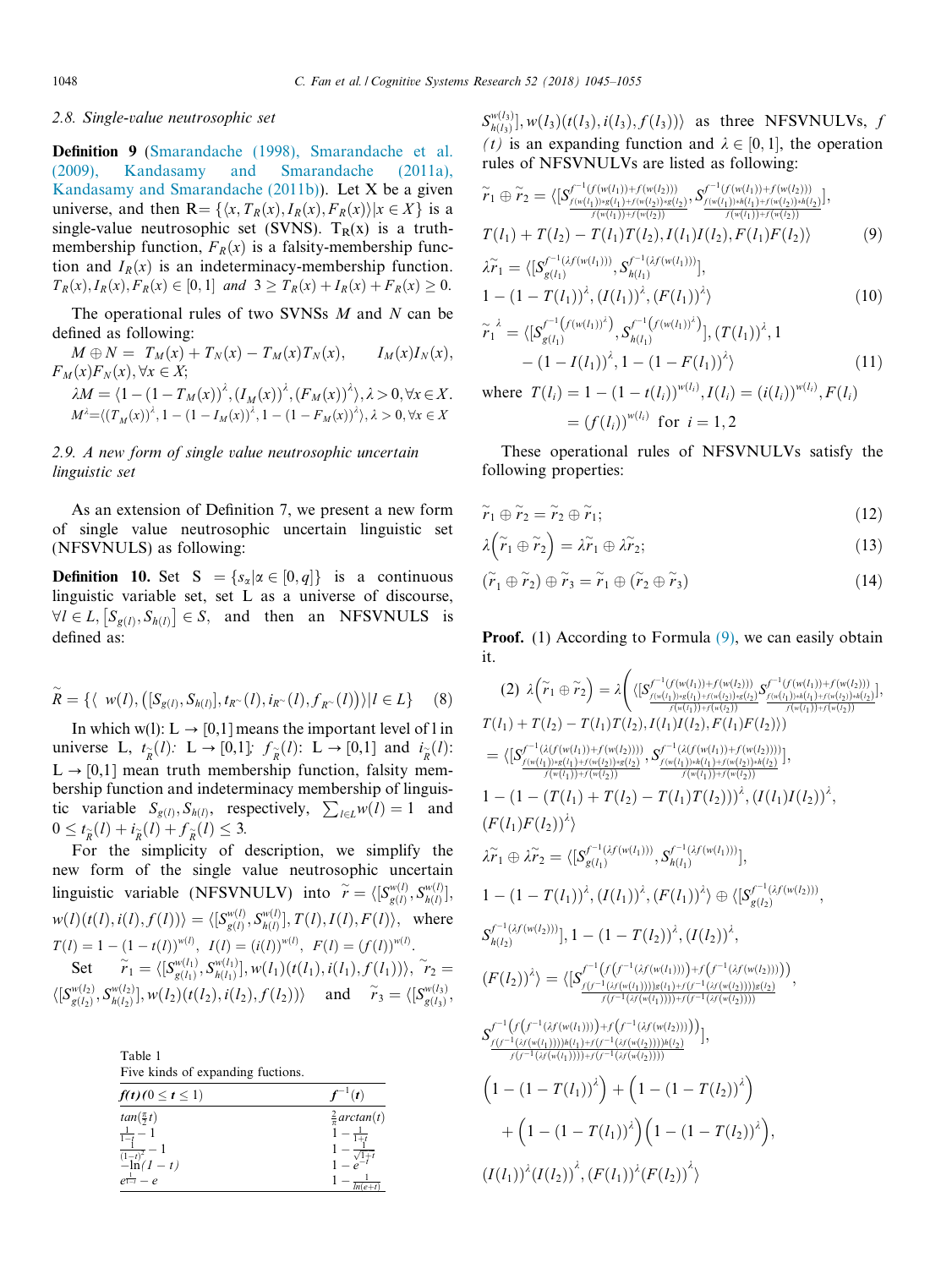### 2.8. Single-value neutrosophic set

**Definition 9** (Smarandache (1998), Smarandache et al. (2009), Kandasamy and Smarandache (2011a), Kandasamy and Smarandache (2011b)). Let X be a given universe, and then $R = \{\langle x, T_R(x), I_R(x), F_R(x)\rangle | x \in X\}$ is a single-value neutrosophic set (SVNS). $T_R(x)$ is a truth-membership function, $F_R(x)$ is a falsity-membership function and $I_R(x)$ is an indeterminacy-membership function. $T_R(x), I_R(x), F_R(x) \in [0,1]$ *and* $3 \geq T_R(x) + I_R(x) + F_R(x) \geq 0$.

The operational rules of two SVNSs $M$ and $N$ can be defined as following:

$M \oplus N = T_M(x) + T_N(x) - T_M(x)T_N(x), \quad I_M(x)I_N(x), F_M(x)F_N(x), \forall x \in X$;

$\lambda M = \langle 1-(1-T_M(x))^{\lambda}, (I_M(x))^{\lambda}, (F_M(x))^{\lambda}\rangle, \lambda > 0, \forall x \in X$.

$M^{\lambda} = \langle (T_M(x))^{\lambda}, 1-(1-I_M(x))^{\lambda}, 1-(1-F_M(x))^{\lambda}\rangle, \lambda > 0, \forall x \in X$

### 2.9. A new form of single value neutrosophic uncertain linguistic set

As an extension of Definition 7, we present a new form of single value neutrosophic uncertain linguistic set (NFSVNULS) as following:

**Definition 10.** Set $S = \{s_\alpha | \alpha \in [0,q]\}$ is a continuous linguistic variable set, set L as a universe of discourse, $\forall l \in L, [S_{g(l)}, S_{h(l)}] \in S$, and then an NFSVNULS is defined as:

$$\tilde{R} = \{\langle\ w(l), ([S_{g(l)}, S_{h(l)}], t_{R^{\sim}}(l), i_{R^{\sim}}(l), f_{R^{\sim}}(l))\rangle | l \in L\} \quad (8)$$

In which w(l): L → [0,1] means the important level of l in universe L, $t_{\tilde{R}}(l)$: L → [0,1]; $f_{\tilde{R}}(l)$: L → [0,1] and $i_{\tilde{R}}(l)$: L → [0,1] mean truth membership function, falsity membership function and indeterminacy membership of linguistic variable $S_{g(l)}, S_{h(l)}$, respectively, $\sum_{l \in L} w(l) = 1$ and $0 \leq t_{\tilde{R}}(l) + i_{\tilde{R}}(l) + f_{\tilde{R}}(l) \leq 3$.

For the simplicity of description, we simplify the new form of the single value neutrosophic uncertain linguistic variable (NFSVNULV) into $\tilde{r} = \langle [S_{g(l)}^{w(l)}, S_{h(l)}^{w(l)}], w(l)(t(l), i(l), f(l))\rangle = \langle [S_{g(l)}^{w(l)}, S_{h(l)}^{w(l)}], T(l), I(l), F(l)\rangle$, where $T(l) = 1-(1-t(l))^{w(l)}, \ I(l) = (i(l))^{w(l)}, \ F(l) = (f(l))^{w(l)}$.

Set $\tilde{r}_1 = \langle [S_{g(l_1)}^{w(l_1)}, S_{h(l_1)}^{w(l_1)}], w(l_1)(t(l_1), i(l_1), f(l_1))\rangle$, $\tilde{r}_2 = \langle [S_{g(l_2)}^{w(l_2)}, S_{h(l_2)}^{w(l_2)}], w(l_2)(t(l_2), i(l_2), f(l_2))\rangle$ and $\tilde{r}_3 = \langle [S_{g(l_3)}^{w(l_3)}, S_{h(l_3)}^{w(l_3)}], w(l_3)(t(l_3), i(l_3), f(l_3))\rangle$ as three NFSVNULVs, $f(t)$ is an expanding function and $\lambda \in [0,1]$, the operation rules of NFSVNULVs are listed as following:

Table 1
Five kinds of expanding fuctions.

| $f(t) (0 \leq t \leq 1)$ | $f^{-1}(t)$ |
|---|---|
| $\tan(\frac{\pi}{2}t)$ | $\frac{2}{\pi}\arctan(t)$ |
| $\frac{1}{1-t} - 1$ | $1 - \frac{1}{1+t}$ |
| $\frac{1}{(1-t)^2} - 1$ | $1 - \frac{1}{\sqrt{1+t}}$ |
| $-\ln(1-t)$ | $1 - e^{-t}$ |
| $e^{\frac{1}{1-t}} - e$ | $1 - \frac{1}{\ln(e+t)}$ |

$$\tilde{r}_1 \oplus \tilde{r}_2 = \langle [S_{\frac{f(w(l_1))*g(l_1)+f(w(l_2))*g(l_2)}{f(w(l_1))+f(w(l_2))}}^{f^{-1}(f(w(l_1))+f(w(l_2)))}, S_{\frac{f(w(l_1))*h(l_1)+f(w(l_2))*h(l_2)}{f(w(l_1))+f(w(l_2))}}^{f^{-1}(f(w(l_1))+f(w(l_2)))}],$$
$$T(l_1)+T(l_2)-T(l_1)T(l_2), I(l_1)I(l_2), F(l_1)F(l_2)\rangle \quad (9)$$

$$\lambda\tilde{r}_1 = \langle [S_{g(l_1)}^{f^{-1}(\lambda f(w(l_1)))}, S_{h(l_1)}^{f^{-1}(\lambda f(w(l_1)))}],$$
$$1-(1-T(l_1))^{\lambda}, (I(l_1))^{\lambda}, (F(l_1))^{\lambda}\rangle \quad (10)$$

$$\tilde{r}_1^{\ \lambda} = \langle [S_{g(l_1)}^{f^{-1}(f(w(l_1))^{\lambda})}, S_{h(l_1)}^{f^{-1}(f(w(l_1))^{\lambda})}], (T(l_1))^{\lambda}, 1 - (1-I(l_1))^{\lambda}, 1-(1-F(l_1))^{\lambda}\rangle \quad (11)$$

where $T(l_i) = 1-(1-t(l_i))^{w(l_i)}, I(l_i) = (i(l_i))^{w(l_i)}, F(l_i) = (f(l_i))^{w(l_i)}$ for $i = 1,2$

These operational rules of NFSVNULVs satisfy the following properties:

$$\tilde{r}_1 \oplus \tilde{r}_2 = \tilde{r}_2 \oplus \tilde{r}_1; \quad (12)$$

$$\lambda(\tilde{r}_1 \oplus \tilde{r}_2) = \lambda\tilde{r}_1 \oplus \lambda\tilde{r}_2; \quad (13)$$

$$(\tilde{r}_1 \oplus \tilde{r}_2) \oplus \tilde{r}_3 = \tilde{r}_1 \oplus (\tilde{r}_2 \oplus \tilde{r}_3) \quad (14)$$

**Proof.** (1) According to Formula (9), we can easily obtain it.

(2)
$$\lambda(\tilde{r}_1 \oplus \tilde{r}_2) = \lambda\Big(\langle [S_{\frac{f(w(l_1))*g(l_1)+f(w(l_2))*g(l_2)}{f(w(l_1))+f(w(l_2))}}^{f^{-1}(f(w(l_1))+f(w(l_2)))}, S_{\frac{f(w(l_1))*h(l_1)+f(w(l_2))*h(l_2)}{f(w(l_1))+f(w(l_2))}}^{f^{-1}(f(w(l_1))+f(w(l_2)))}],$$
$$T(l_1)+T(l_2)-T(l_1)T(l_2), I(l_1)I(l_2), F(l_1)F(l_2)\rangle\Big)$$
$$= \langle [S_{\frac{f(w(l_1))*g(l_1)+f(w(l_2))*g(l_2)}{f(w(l_1))+f(w(l_2))}}^{f^{-1}(\lambda(f(w(l_1))+f(w(l_2))))}, S_{\frac{f(w(l_1))*h(l_1)+f(w(l_2))*h(l_2)}{f(w(l_1))+f(w(l_2))}}^{f^{-1}(\lambda(f(w(l_1))+f(w(l_2))))}],$$
$$1-(1-(T(l_1)+T(l_2)-T(l_1)T(l_2)))^{\lambda}, (I(l_1)I(l_2))^{\lambda}, (F(l_1)F(l_2))^{\lambda}\rangle$$

$$\lambda\tilde{r}_1 \oplus \lambda\tilde{r}_2 = \langle [S_{g(l_1)}^{f^{-1}(\lambda f(w(l_1)))}, S_{h(l_1)}^{f^{-1}(\lambda f(w(l_1)))}],$$
$$1-(1-T(l_1))^{\lambda}, (I(l_1))^{\lambda}, (F(l_1))^{\lambda}\rangle \oplus \langle [S_{g(l_2)}^{f^{-1}(\lambda f(w(l_2)))},$$
$$S_{h(l_2)}^{f^{-1}(\lambda f(w(l_2)))}], 1-(1-T(l_2))^{\lambda}, (I(l_2))^{\lambda},$$
$$(F(l_2))^{\lambda}\rangle = \langle [S_{\frac{f(f^{-1}(\lambda f(w(l_1))))g(l_1)+f(f^{-1}(\lambda f(w(l_2))))g(l_2)}{f(f^{-1}(\lambda f(w(l_1))))+f(f^{-1}(\lambda f(w(l_2))))}}^{f^{-1}(f(f^{-1}(\lambda f(w(l_1))))+f(f^{-1}(\lambda f(w(l_2)))))},$$
$$S_{\frac{f(f^{-1}(\lambda f(w(l_1))))h(l_1)+f(f^{-1}(\lambda f(w(l_2))))h(l_2)}{f(f^{-1}(\lambda f(w(l_1))))+f(f^{-1}(\lambda f(w(l_2))))}}^{f^{-1}(f(f^{-1}(\lambda f(w(l_1))))+f(f^{-1}(\lambda f(w(l_2)))))}],$$
$$\Big(1-(1-T(l_1))^{\lambda}\Big) + \Big(1-(1-T(l_2))^{\lambda}\Big)$$
$$+ \Big(1-(1-T(l_1))^{\lambda}\Big)\Big(1-(1-T(l_2))^{\lambda}\Big),$$
$$(I(l_1))^{\lambda}(I(l_2))^{\lambda}, (F(l_1))^{\lambda}(F(l_2))^{\lambda}\rangle$$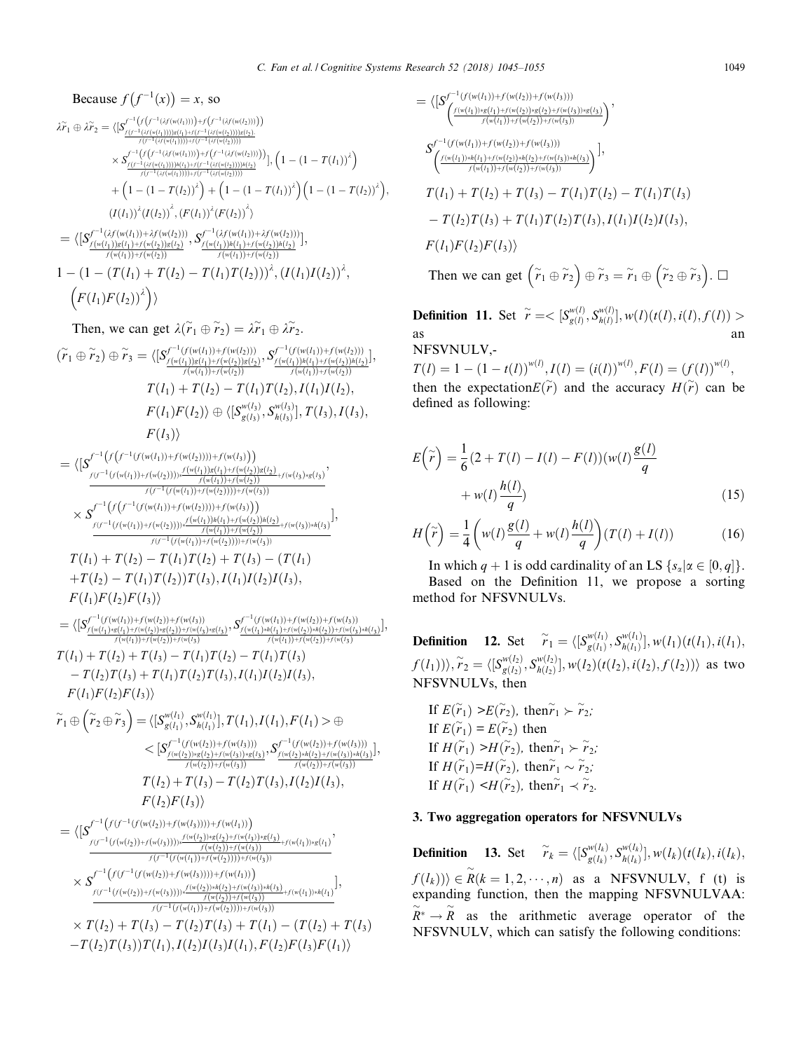Because $f(f^{-1}(x)) = x$, so

$$\lambda\tilde{r}_1 \oplus \lambda\tilde{r}_2 = \langle [S^{f^{-1}\left(f\left(f^{-1}(\lambda f(w(l_1)))\right)+f\left(f^{-1}(\lambda f(w(l_2)))\right)\right)}_{\frac{f(f^{-1}(\lambda f(w(l_1))))g(l_1)+f(f^{-1}(\lambda f(w(l_2))))g(l_2)}{f(f^{-1}(\lambda f(w(l_1))))+f(f^{-1}(\lambda f(w(l_2))))}} \times S^{f^{-1}\left(f\left(f^{-1}(\lambda f(w(l_1)))\right)+f\left(f^{-1}(\lambda f(w(l_2)))\right)\right)}_{\frac{f(f^{-1}(\lambda f(w(l_1))))h(l_1)+f(f^{-1}(\lambda f(w(l_2))))h(l_2)}{f(f^{-1}(\lambda f(w(l_1))))+f(f^{-1}(\lambda f(w(l_2))))}}], \left(1-(1-T(l_1))^{\lambda}\right) + \left(1-(1-T(l_2))^{\lambda}\right) + \left(1-(1-T(l_1))^{\lambda}\right)\left(1-(1-T(l_2))^{\lambda}\right), (I(l_1))^{\lambda}(I(l_2))^{\lambda}, (F(l_1))^{\lambda}(F(l_2))^{\lambda}\rangle$$

$$= \langle [S^{f^{-1}(\lambda f(w(l_1))+\lambda f(w(l_2)))}_{\frac{f(w(l_1))g(l_1)+f(w(l_2))g(l_2)}{f(w(l_1))+f(w(l_2))}}, S^{f^{-1}(\lambda f(w(l_1))+\lambda f(w(l_2)))}_{\frac{f(w(l_1))h(l_1)+f(w(l_2))h(l_2)}{f(w(l_1))+f(w(l_2))}}], 1-(1-(T(l_1)+T(l_2)-T(l_1)T(l_2)))^{\lambda}, (I(l_1)I(l_2))^{\lambda}, \left(F(l_1)F(l_2)\right)^{\lambda}\rangle$$

Then, we can get $\lambda(\tilde{r}_1 \oplus \tilde{r}_2) = \lambda\tilde{r}_1 \oplus \lambda\tilde{r}_2$.

$$(\tilde{r}_1 \oplus \tilde{r}_2) \oplus \tilde{r}_3 = \langle [S^{f^{-1}(f(w(l_1))+f(w(l_2)))}_{\frac{f(w(l_1))g(l_1)+f(w(l_2))g(l_2)}{f(w(l_1))+f(w(l_2))}}, S^{f^{-1}(f(w(l_1))+f(w(l_2)))}_{\frac{f(w(l_1))h(l_1)+f(w(l_2))h(l_2)}{f(w(l_1))+f(w(l_2))}}], T(l_1)+T(l_2)-T(l_1)T(l_2), I(l_1)I(l_2), F(l_1)F(l_2)\rangle \oplus \langle [S^{w(l_3)}_{g(l_3)}, S^{w(l_3)}_{h(l_3)}], T(l_3), I(l_3), F(l_3)\rangle$$

$$= \langle [S^{f^{-1}\left(f\left(f^{-1}(f(w(l_1))+f(w(l_2)))\right)+f(w(l_3))\right)}_{\frac{f(f^{-1}(f(w(l_1))+f(w(l_2))))*\frac{f(w(l_1))g(l_1)+f(w(l_2))g(l_2)}{f(w(l_1))+f(w(l_2))}+f(w(l_3))*g(l_3)}{f(f^{-1}(f(w(l_1))+f(w(l_2))))+f(w(l_3))}}, \times S^{f^{-1}\left(f\left(f^{-1}(f(w(l_1))+f(w(l_2)))\right)+f(w(l_3))\right)}_{\frac{f(f^{-1}(f(w(l_1))+f(w(l_2))))*\frac{f(w(l_1))h(l_1)+f(w(l_2))h(l_2)}{f(w(l_1))+f(w(l_2))}+f(w(l_3))*h(l_3)}{f(f^{-1}(f(w(l_1))+f(w(l_2))))+f(w(l_3))}}], T(l_1)+T(l_2)-T(l_1)T(l_2)+T(l_3)-(T(l_1)+T(l_2)-T(l_1)T(l_2))T(l_3), I(l_1)I(l_2)I(l_3), F(l_1)F(l_2)F(l_3)\rangle$$

$$= \langle [S^{f^{-1}(f(w(l_1))+f(w(l_2))+f(w(l_3)))}_{\frac{f(w(l_1))*g(l_1)+f(w(l_2))*g(l_2)+f(w(l_3))*g(l_3)}{f(w(l_1))+f(w(l_2))+f(w(l_3))}}, S^{f^{-1}(f(w(l_1))+f(w(l_2))+f(w(l_3)))}_{\frac{f(w(l_1))*h(l_1)+f(w(l_2))*h(l_2)+f(w(l_3))*h(l_3)}{f(w(l_1))+f(w(l_2))+f(w(l_3))}}], T(l_1)+T(l_2)+T(l_3)-T(l_1)T(l_2)-T(l_1)T(l_3)-T(l_2)T(l_3)+T(l_1)T(l_2)T(l_3), I(l_1)I(l_2)I(l_3), F(l_1)F(l_2)F(l_3)\rangle$$

$$\tilde{r}_1 \oplus \left(\tilde{r}_2 \oplus \tilde{r}_3\right) = \langle [S^{w(l_1)}_{g(l_1)}, S^{w(l_1)}_{h(l_1)}], T(l_1), I(l_1), F(l_1) > \oplus < [S^{f^{-1}(f(w(l_2))+f(w(l_3)))}_{\frac{f(w(l_2))*g(l_2)+f(w(l_3))*g(l_3)}{f(w(l_2))+f(w(l_3))}}, S^{f^{-1}(f(w(l_2))+f(w(l_3)))}_{\frac{f(w(l_2))*h(l_2)+f(w(l_3))*h(l_3)}{f(w(l_2))+f(w(l_3))}}], T(l_2)+T(l_3)-T(l_2)T(l_3), I(l_2)I(l_3), F(l_2)F(l_3)\rangle$$

$$= \langle [S^{f^{-1}\left(f(f^{-1}(f(w(l_2))+f(w(l_3))))+f(w(l_1))\right)}_{\frac{f(f^{-1}(f(w(l_2))+f(w(l_3))))*\frac{f(w(l_2))*g(l_2)+f(w(l_3))*g(l_3)}{f(w(l_2))+f(w(l_3))}+f(w(l_1))*g(l_1)}{f(f^{-1}(f(w(l_1))+f(w(l_2))))+f(w(l_3))}}, \times S^{f^{-1}\left(f(f^{-1}(f(w(l_2))+f(w(l_3))))+f(w(l_1))\right)}_{\frac{f(f^{-1}(f(w(l_2))+f(w(l_3))))*\frac{f(w(l_2))*h(l_2)+f(w(l_3))*h(l_3)}{f(w(l_2))+f(w(l_3))}+f(w(l_1))*h(l_1)}{f(f^{-1}(f(w(l_1))+f(w(l_2))))+f(w(l_3))}}], \times T(l_2)+T(l_3)-T(l_2)T(l_3)+T(l_1)-(T(l_2)+T(l_3)-T(l_2)T(l_3))T(l_1), I(l_2)I(l_3)I(l_1), F(l_2)F(l_3)F(l_1)\rangle$$

$$= \langle [S^{f^{-1}(f(w(l_1))+f(w(l_2))+f(w(l_3)))}_{\left(\frac{f(w(l_1))*g(l_1)+f(w(l_2))*g(l_2)+f(w(l_3))*g(l_3)}{f(w(l_1))+f(w(l_2))+f(w(l_3))}\right)}, S^{f^{-1}(f(w(l_1))+f(w(l_2))+f(w(l_3)))}_{\left(\frac{f(w(l_1))*h(l_1)+f(w(l_2))*h(l_2)+f(w(l_3))*h(l_3)}{f(w(l_1))+f(w(l_2))+f(w(l_3))}\right)}], T(l_1)+T(l_2)+T(l_3)-T(l_1)T(l_2)-T(l_1)T(l_3)-T(l_2)T(l_3)+T(l_1)T(l_2)T(l_3), I(l_1)I(l_2)I(l_3), F(l_1)F(l_2)F(l_3)\rangle$$

Then we can get $\left(\tilde{r}_1 \oplus \tilde{r}_2\right) \oplus \tilde{r}_3 = \tilde{r}_1 \oplus \left(\tilde{r}_2 \oplus \tilde{r}_3\right)$. □

**Definition 11.** Set $\tilde{r} =< [S^{w(l)}_{g(l)}, S^{w(l)}_{h(l)}], w(l)(t(l), i(l), f(l)) >$ as an NFSVNULV,-

$T(l) = 1-(1-t(l))^{w(l)}, I(l) = (i(l))^{w(l)}, F(l) = (f(l))^{w(l)}$, then the expectation $E(\tilde{r})$ and the accuracy $H(\tilde{r})$ can be defined as following:

$$E\left(\tilde{r}\right) = \frac{1}{6}(2+T(l)-I(l)-F(l))(w(l)\frac{g(l)}{q} + w(l)\frac{h(l)}{q}) \tag{15}$$

$$H\left(\tilde{r}\right) = \frac{1}{4}\left(w(l)\frac{g(l)}{q} + w(l)\frac{h(l)}{q}\right)(T(l)+I(l)) \tag{16}$$

In which $q+1$ is odd cardinality of an LS $\{s_\alpha | \alpha \in [0,q]\}$.

Based on the Definition 11, we propose a sorting method for NFSVNULVs.

**Definition 12.** Set $\tilde{r}_1 = \langle [S^{w(l_1)}_{g(l_1)}, S^{w(l_1)}_{h(l_1)}], w(l_1)(t(l_1), i(l_1), f(l_1))\rangle, \tilde{r}_2 = \langle [S^{w(l_2)}_{g(l_2)}, S^{w(l_2)}_{h(l_2)}], w(l_2)(t(l_2), i(l_2), f(l_2))\rangle$ as two NFSVNULVs, then

If $E(\tilde{r}_1) > E(\tilde{r}_2)$, then $\tilde{r}_1 \succ \tilde{r}_2$;
If $E(\tilde{r}_1) = E(\tilde{r}_2)$ then
If $H(\tilde{r}_1) > H(\tilde{r}_2)$, then $\tilde{r}_1 \succ \tilde{r}_2$;
If $H(\tilde{r}_1) = H(\tilde{r}_2)$, then $\tilde{r}_1 \sim \tilde{r}_2$;
If $H(\tilde{r}_1) < H(\tilde{r}_2)$, then $\tilde{r}_1 \prec \tilde{r}_2$.

## 3. Two aggregation operators for NFSVNULVs

**Definition 13.** Set $\tilde{r}_k = \langle [S^{w(l_k)}_{g(l_k)}, S^{w(l_k)}_{h(l_k)}], w(l_k)(t(l_k), i(l_k), f(l_k))\rangle \in \tilde{R} (k = 1, 2, \cdots, n)$ as a NFSVNULV, f (t) is expanding function, then the mapping NFSVNULVAA: $\tilde{R}^* \to \tilde{R}$ as the arithmetic average operator of the NFSVNULV, which can satisfy the following conditions: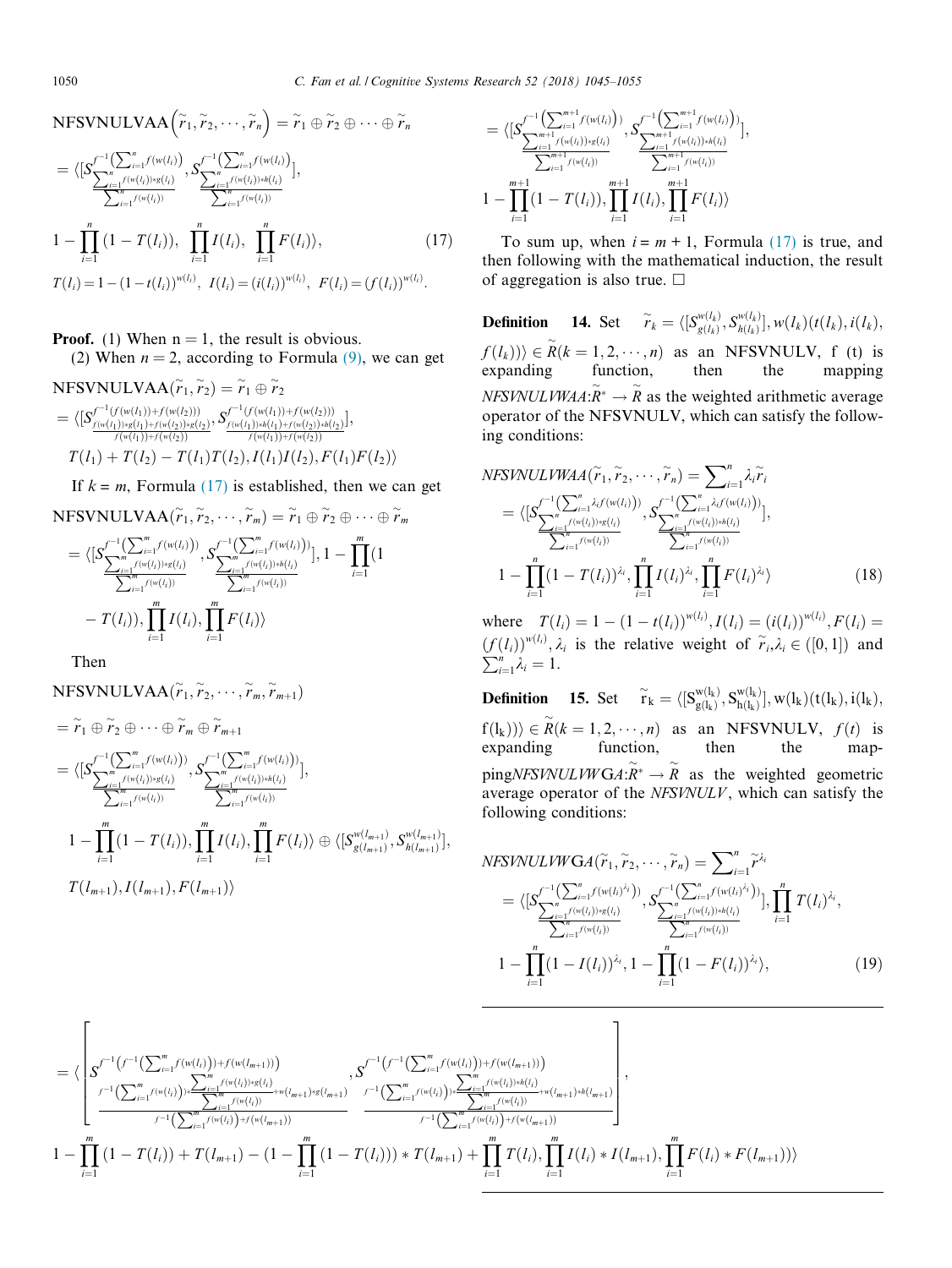$$\mathrm{NFSVNULVAA}\left(\tilde{r}_1,\tilde{r}_2,\cdots,\tilde{r}_n\right)=\tilde{r}_1\oplus\tilde{r}_2\oplus\cdots\oplus\tilde{r}_n$$

$$=\langle[S_{\frac{\sum_{i=1}^{n}f(w(l_i))*g(l_i)}{\sum_{i=1}^{n}f(w(l_i))}}^{f^{-1}\left(\sum_{i=1}^{n}f(w(l_i))\right)},S_{\frac{\sum_{i=1}^{n}f(w(l_i))*h(l_i)}{\sum_{i=1}^{n}f(w(l_i))}}^{f^{-1}\left(\sum_{i=1}^{n}f(w(l_i))\right)}],$$

$$1-\prod_{i=1}^{n}(1-T(l_i)),\ \prod_{i=1}^{n}I(l_i),\ \prod_{i=1}^{n}F(l_i)\rangle, \tag{17}$$

$T(l_i)=1-(1-t(l_i))^{w(l_i)},\ I(l_i)=(i(l_i))^{w(l_i)},\ F(l_i)=(f(l_i))^{w(l_i)}.$

**Proof.** (1) When $n=1$, the result is obvious.

(2) When $n=2$, according to Formula (9), we can get

$$\mathrm{NFSVNULVAA}(\tilde{r}_1,\tilde{r}_2)=\tilde{r}_1\oplus\tilde{r}_2$$

$$=\langle[S_{\frac{f(w(l_1))*g(l_1)+f(w(l_2))*g(l_2)}{f(w(l_1))+f(w(l_2))}}^{f^{-1}(f(w(l_1))+f(w(l_2)))},S_{\frac{f(w(l_1))*h(l_1)+f(w(l_2))*h(l_2)}{f(w(l_1))+f(w(l_2))}}^{f^{-1}(f(w(l_1))+f(w(l_2)))}],$$

$$T(l_1)+T(l_2)-T(l_1)T(l_2),I(l_1)I(l_2),F(l_1)F(l_2)\rangle$$

If $k=m$, Formula (17) is established, then we can get

$$\mathrm{NFSVNULVAA}(\tilde{r}_1,\tilde{r}_2,\cdots,\tilde{r}_m)=\tilde{r}_1\oplus\tilde{r}_2\oplus\cdots\oplus\tilde{r}_m$$

$$=\langle[S_{\frac{\sum_{i=1}^{m}f(w(l_i))*g(l_i)}{\sum_{i=1}^{m}f(w(l_i))}}^{f^{-1}\left(\sum_{i=1}^{m}f(w(l_i))\right)},S_{\frac{\sum_{i=1}^{m}f(w(l_i))*h(l_i)}{\sum_{i=1}^{m}f(w(l_i))}}^{f^{-1}\left(\sum_{i=1}^{m}f(w(l_i))\right)}],1-\prod_{i=1}^{m}(1-T(l_i)),\prod_{i=1}^{m}I(l_i),\prod_{i=1}^{m}F(l_i)\rangle$$

Then

$$\mathrm{NFSVNULVAA}(\tilde{r}_1,\tilde{r}_2,\cdots,\tilde{r}_m,\tilde{r}_{m+1})$$

$$=\tilde{r}_1\oplus\tilde{r}_2\oplus\cdots\oplus\tilde{r}_m\oplus\tilde{r}_{m+1}$$

$$=\langle[S_{\frac{\sum_{i=1}^{m}f(w(l_i))*g(l_i)}{\sum_{i=1}^{m}f(w(l_i))}}^{f^{-1}\left(\sum_{i=1}^{m}f(w(l_i))\right)},S_{\frac{\sum_{i=1}^{m}f(w(l_i))*h(l_i)}{\sum_{i=1}^{m}f(w(l_i))}}^{f^{-1}\left(\sum_{i=1}^{m}f(w(l_i))\right)}],$$

$$1-\prod_{i=1}^{m}(1-T(l_i)),\prod_{i=1}^{m}I(l_i),\prod_{i=1}^{m}F(l_i)\rangle\oplus\langle[S_{g(l_{m+1})}^{w(l_{m+1})},S_{h(l_{m+1})}^{w(l_{m+1})}],$$

$$T(l_{m+1}),I(l_{m+1}),F(l_{m+1})\rangle$$

$$=\langle\left[S_{\frac{f^{-1}\left(\sum_{i=1}^{m}f(w(l_i))\right)*\frac{\sum_{i=1}^{m}f(w(l_i))*g(l_i)}{\sum_{i=1}^{m}f(w(l_i))}+w(l_{m+1})*g(l_{m+1})}{f^{-1}\left(\sum_{i=1}^{m}f(w(l_i))\right)+f(w(l_{m+1}))}}^{f^{-1}\left(f^{-1}\left(\sum_{i=1}^{m}f(w(l_i))\right)+f(w(l_{m+1}))\right)},S_{\frac{f^{-1}\left(\sum_{i=1}^{m}f(w(l_i))\right)*\frac{\sum_{i=1}^{m}f(w(l_i))*h(l_i)}{\sum_{i=1}^{m}f(w(l_i))}+w(l_{m+1})*h(l_{m+1})}{f^{-1}\left(\sum_{i=1}^{m}f(w(l_i))\right)+f(w(l_{m+1}))}}^{f^{-1}\left(f^{-1}\left(\sum_{i=1}^{m}f(w(l_i))\right)+f(w(l_{m+1}))\right)}\right],$$

$$1-\prod_{i=1}^{m}(1-T(l_i))+T(l_{m+1})-(1-\prod_{i=1}^{m}(1-T(l_i)))*T(l_{m+1})+\prod_{i=1}^{m}T(l_i),\prod_{i=1}^{m}I(l_i)*I(l_{m+1}),\prod_{i=1}^{m}F(l_i)*F(l_{m+1}))\rangle$$

$$=\langle[S_{\frac{\sum_{i=1}^{m+1}f(w(l_i))*g(l_i)}{\sum_{i=1}^{m+1}f(w(l_i))}}^{f^{-1}\left(\sum_{i=1}^{m+1}f(w(l_i))\right)},S_{\frac{\sum_{i=1}^{m+1}f(w(l_i))*h(l_i)}{\sum_{i=1}^{m+1}f(w(l_i))}}^{f^{-1}\left(\sum_{i=1}^{m+1}f(w(l_i))\right)}],$$

$$1-\prod_{i=1}^{m+1}(1-T(l_i)),\prod_{i=1}^{m+1}I(l_i),\prod_{i=1}^{m+1}F(l_i)\rangle$$

To sum up, when $i=m+1$, Formula (17) is true, and then following with the mathematical induction, the result of aggregation is also true. □

**Definition 14.** Set $\tilde{r}_k=\langle[S_{g(l_k)}^{w(l_k)},S_{h(l_k)}^{w(l_k)}],w(l_k)(t(l_k),i(l_k),f(l_k))\rangle\in\tilde{R}(k=1,2,\cdots,n)$ as an NFSVNULV, f (t) is expanding function, then the mapping $NFSVNULVWAA:\tilde{R}^*\to\tilde{R}$ as the weighted arithmetic average operator of the NFSVNULV, which can satisfy the following conditions:

$$NFSVNULVWAA(\tilde{r}_1,\tilde{r}_2,\cdots,\tilde{r}_n)=\sum\nolimits_{i=1}^{n}\lambda_i\tilde{r}_i$$

$$=\langle[S_{\frac{\sum_{i=1}^{n}f(w(l_i))*g(l_i)}{\sum_{i=1}^{n}f(w(l_i))}}^{f^{-1}\left(\sum_{i=1}^{n}\lambda_if(w(l_i))\right)},S_{\frac{\sum_{i=1}^{n}f(w(l_i))*h(l_i)}{\sum_{i=1}^{n}f(w(l_i))}}^{f^{-1}\left(\sum_{i=1}^{n}\lambda_if(w(l_i))\right)}],$$

$$1-\prod_{i=1}^{n}(1-T(l_i))^{\lambda_i},\prod_{i=1}^{n}I(l_i)^{\lambda_i},\prod_{i=1}^{n}F(l_i)^{\lambda_i}\rangle \tag{18}$$

where $T(l_i)=1-(1-t(l_i))^{w(l_i)},I(l_i)=(i(l_i))^{w(l_i)},F(l_i)=(f(l_i))^{w(l_i)},\lambda_i$ is the relative weight of $\tilde{r}_i,\lambda_i\in([0,1])$ and $\sum_{i=1}^{n}\lambda_i=1$.

**Definition 15.** Set $\tilde{r}_k=\langle[S_{g(l_k)}^{w(l_k)},S_{h(l_k)}^{w(l_k)}],w(l_k)(t(l_k),i(l_k),f(l_k))\rangle\in\tilde{R}(k=1,2,\cdots,n)$ as an NFSVNULV, $f(t)$ is expanding function, then the mapping$NFSVNULVWGA:\tilde{R}^*\to\tilde{R}$ as the weighted geometric average operator of the $NFSVNULV$, which can satisfy the following conditions:

$$NFSVNULVWGA(\tilde{r}_1,\tilde{r}_2,\cdots,\tilde{r}_n)=\sum\nolimits_{i=1}^{n}\tilde{r}^{\lambda_i}$$

$$=\langle[S_{\frac{\sum_{i=1}^{n}f(w(l_i))*g(l_i)}{\sum_{i=1}^{n}f(w(l_i))}}^{f^{-1}\left(\sum_{i=1}^{n}f(w(l_i)^{\lambda_i})\right)},S_{\frac{\sum_{i=1}^{n}f(w(l_i))*h(l_i)}{\sum_{i=1}^{n}f(w(l_i))}}^{f^{-1}\left(\sum_{i=1}^{n}f(w(l_i)^{\lambda_i})\right)}],\prod_{i=1}^{n}T(l_i)^{\lambda_i},$$

$$1-\prod_{i=1}^{n}(1-I(l_i))^{\lambda_i},1-\prod_{i=1}^{n}(1-F(l_i))^{\lambda_i}\rangle, \tag{19}$$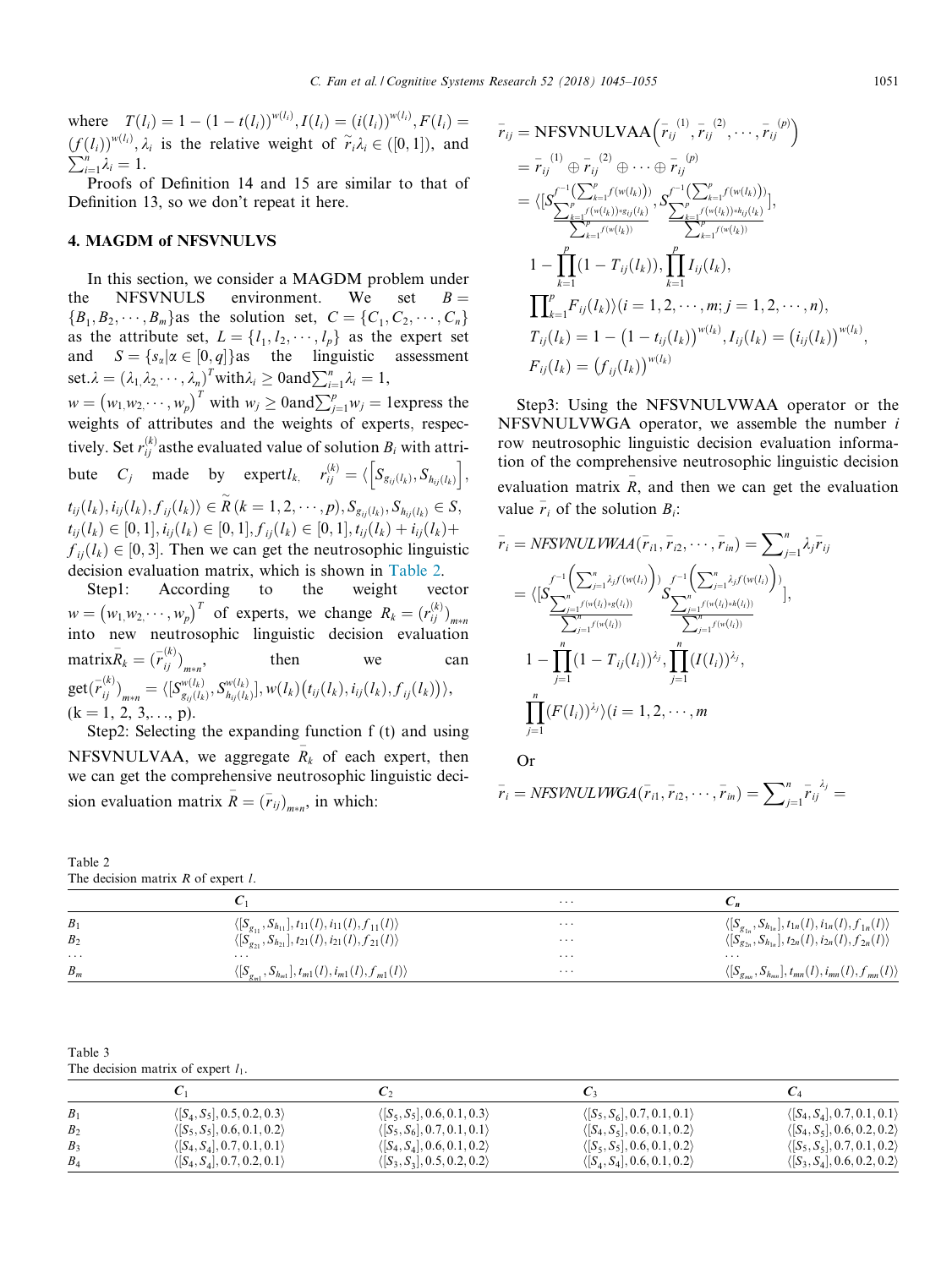where $T(l_i) = 1-(1-t(l_i))^{w(l_i)}, I(l_i) = (i(l_i))^{w(l_i)}, F(l_i) = (f(l_i))^{w(l_i)}, \lambda_i$ is the relative weight of $\tilde{r}_i \lambda_i \in ([0,1])$, and $\sum_{i=1}^{n} \lambda_i = 1$.

Proofs of Definition 14 and 15 are similar to that of Definition 13, so we don't repeat it here.

## 4. MAGDM of NFSVNULVS

In this section, we consider a MAGDM problem under the NFSVNULS environment. We set $B = \{B_1, B_2, \cdots, B_m\}$ as the solution set, $C = \{C_1, C_2, \cdots, C_n\}$ as the attribute set, $L = \{l_1, l_2, \cdots, l_p\}$ as the expert set and $S = \{s_\alpha | \alpha \in [0, q]\}$ as the linguistic assessment set. $\lambda = (\lambda_1, \lambda_2, \cdots, \lambda_n)^T$ with $\lambda_i \geq 0$ and $\sum_{i=1}^{n} \lambda_i = 1$, $w = (w_1, w_2, \cdots, w_p)^T$ with $w_j \geq 0$ and $\sum_{j=1}^{p} w_j = 1$ express the weights of attributes and the weights of experts, respectively. Set $r_{ij}^{(k)}$ as the evaluated value of solution $B_i$ with attribute $C_j$ made by expert $l_k$, $r_{ij}^{(k)} = \langle [S_{g_{ij}(l_k)}, S_{h_{ij}(l_k)}], t_{ij}(l_k), i_{ij}(l_k), f_{ij}(l_k) \rangle \in \tilde{R}\,(k = 1, 2, \cdots, p), S_{g_{ij}(l_k)}, S_{h_{ij}(l_k)} \in S$, $t_{ij}(l_k) \in [0,1], i_{ij}(l_k) \in [0,1], f_{ij}(l_k) \in [0,1], t_{ij}(l_k) + i_{ij}(l_k) + f_{ij}(l_k) \in [0,3]$. Then we can get the neutrosophic linguistic decision evaluation matrix, which is shown in Table 2.

Step1: According to the weight vector $w = (w_1, w_2, \cdots, w_p)^T$ of experts, we change $R_k = (r_{ij}^{(k)})_{m*n}$ into new neutrosophic linguistic decision evaluation matrix $\bar{R}_k = (\bar{r}_{ij}^{(k)})_{m*n}$, then we can get $(\bar{r}_{ij}^{(k)})_{m*n} = \langle [S^{w(l_k)}_{g_{ij}(l_k)}, S^{w(l_k)}_{h_{ij}(l_k)}], w(l_k)(t_{ij}(l_k), i_{ij}(l_k), f_{ij}(l_k)) \rangle$, (k = 1, 2, 3,..., p).

Step2: Selecting the expanding function f (t) and using NFSVNULVAA, we aggregate $\bar{R}_k$ of each expert, then we can get the comprehensive neutrosophic linguistic decision evaluation matrix $\bar{R} = (\bar{r}_{ij})_{m*n}$, in which:

$$
\begin{aligned}
\bar{r}_{ij} &= \text{NFSVNULVAA}\left(\bar{r}_{ij}^{(1)}, \bar{r}_{ij}^{(2)}, \cdots, \bar{r}_{ij}^{(p)}\right) \\
&= \bar{r}_{ij}^{(1)} \oplus \bar{r}_{ij}^{(2)} \oplus \cdots \oplus \bar{r}_{ij}^{(p)} \\
&= \langle [S_{\frac{\sum_{k=1}^{p} f(w(l_k)) * g_{ij}(l_k)}{\sum_{k=1}^{p} f(w(l_k))}}^{f^{-1}\left(\sum_{k=1}^{p} f(w(l_k))\right)}, S_{\frac{\sum_{k=1}^{p} f(w(l_k)) * h_{ij}(l_k)}{\sum_{k=1}^{p} f(w(l_k))}}^{f^{-1}\left(\sum_{k=1}^{p} f(w(l_k))\right)}], \\
&\quad 1 - \prod_{k=1}^{p} (1 - T_{ij}(l_k)), \prod_{k=1}^{p} I_{ij}(l_k), \\
&\quad \prod_{k=1}^{p} F_{ij}(l_k) \rangle (i = 1, 2, \cdots, m; j = 1, 2, \cdots, n), \\
&\quad T_{ij}(l_k) = 1 - (1 - t_{ij}(l_k))^{w(l_k)}, I_{ij}(l_k) = (i_{ij}(l_k))^{w(l_k)}, \\
&\quad F_{ij}(l_k) = (f_{ij}(l_k))^{w(l_k)}
\end{aligned}
$$

Step3: Using the NFSVNULVWAA operator or the NFSVNULVWGA operator, we assemble the number $i$ row neutrosophic linguistic decision evaluation information of the comprehensive neutrosophic linguistic decision evaluation matrix $\bar{R}$, and then we can get the evaluation value $\bar{r}_i$ of the solution $B_i$:

$$
\begin{aligned}
\bar{r}_i &= NFSVNULVWAA(\bar{r}_{i1}, \bar{r}_{i2}, \cdots, \bar{r}_{in}) = \sum_{j=1}^{n} \lambda_j \bar{r}_{ij} \\
&= \langle [S_{\frac{\sum_{j=1}^{n} f(w(l_i)) * g(l_i)}{\sum_{j=1}^{n} f(w(l_i))}}^{f^{-1}\left(\sum_{j=1}^{n} \lambda_j f(w(l_i))\right)}, S_{\frac{\sum_{j=1}^{n} f(w(l_i)) * h(l_i)}{\sum_{j=1}^{n} f(w(l_i))}}^{f^{-1}\left(\sum_{j=1}^{n} \lambda_j f(w(l_i))\right)}], \\
&\quad 1 - \prod_{j=1}^{n} (1 - T_{ij}(l_i))^{\lambda_j}, \prod_{j=1}^{n} (I(l_i))^{\lambda_j}, \\
&\quad \prod_{j=1}^{n} (F(l_i))^{\lambda_j} \rangle (i = 1, 2, \cdots, m
\end{aligned}
$$

Or

$$
\bar{r}_i = NFSVNULVWGA(\bar{r}_{i1}, \bar{r}_{i2}, \cdots, \bar{r}_{in}) = \sum_{j=1}^{n} \bar{r}_{ij}^{\lambda_j} =
$$

Table 2
The decision matrix $R$ of expert $l$.

| | $C_1$ | ... | $C_n$ |
|---|---|---|---|
| $B_1$ | $\langle [S_{g_{11}}, S_{h_{11}}], t_{11}(l), i_{11}(l), f_{11}(l) \rangle$ | ... | $\langle [S_{g_{1n}}, S_{h_{1n}}], t_{1n}(l), i_{1n}(l), f_{1n}(l) \rangle$ |
| $B_2$ | $\langle [S_{g_{21}}, S_{h_{21}}], t_{21}(l), i_{21}(l), f_{21}(l) \rangle$ | ... | $\langle [S_{g_{2n}}, S_{h_{2n}}], t_{2n}(l), i_{2n}(l), f_{2n}(l) \rangle$ |
| ... | ... | ... | ... |
| $B_m$ | $\langle [S_{g_{m1}}, S_{h_{m1}}], t_{m1}(l), i_{m1}(l), f_{m1}(l) \rangle$ | ... | $\langle [S_{g_{mn}}, S_{h_{mn}}], t_{mn}(l), i_{mn}(l), f_{mn}(l) \rangle$ |

Table 3
The decision matrix of expert $l_1$.

| | $C_1$ | $C_2$ | $C_3$ | $C_4$ |
|---|---|---|---|---|
| $B_1$ | $\langle [S_4, S_5], 0.5, 0.2, 0.3 \rangle$ | $\langle [S_5, S_5], 0.6, 0.1, 0.3 \rangle$ | $\langle [S_5, S_6], 0.7, 0.1, 0.1 \rangle$ | $\langle [S_4, S_4], 0.7, 0.1, 0.1 \rangle$ |
| $B_2$ | $\langle [S_5, S_5], 0.6, 0.1, 0.2 \rangle$ | $\langle [S_5, S_6], 0.7, 0.1, 0.1 \rangle$ | $\langle [S_4, S_5], 0.6, 0.1, 0.2 \rangle$ | $\langle [S_4, S_5], 0.6, 0.2, 0.2 \rangle$ |
| $B_3$ | $\langle [S_4, S_4], 0.7, 0.1, 0.1 \rangle$ | $\langle [S_4, S_4], 0.6, 0.1, 0.2 \rangle$ | $\langle [S_5, S_5], 0.6, 0.1, 0.2 \rangle$ | $\langle [S_5, S_5], 0.7, 0.1, 0.2 \rangle$ |
| $B_4$ | $\langle [S_4, S_4], 0.7, 0.2, 0.1 \rangle$ | $\langle [S_3, S_3], 0.5, 0.2, 0.2 \rangle$ | $\langle [S_4, S_4], 0.6, 0.1, 0.2 \rangle$ | $\langle [S_3, S_4], 0.6, 0.2, 0.2 \rangle$ |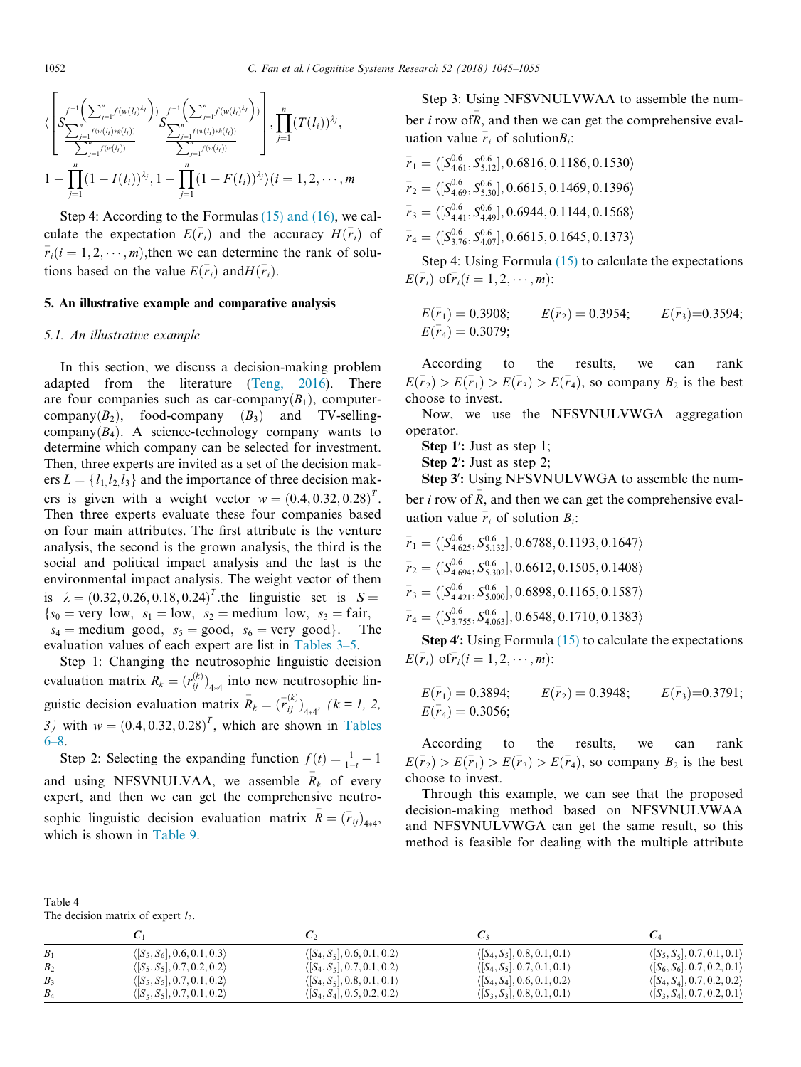$$\left\langle \left[ S^{f^{-1}\left(\sum_{j=1}^{n} f(w(l_i))^{\lambda_j}\right)}_{\frac{\sum_{j=1}^{n} f(w(l_i)) * g(l_i)}{\sum_{j=1}^{n} f(w(l_i))}}, S^{f^{-1}\left(\sum_{j=1}^{n} f(w(l_i))^{\lambda_j}\right)}_{\frac{\sum_{j=1}^{n} f(w(l_i)) * h(l_i)}{\sum_{j=1}^{n} f(w(l_i))}} \right], \prod_{j=1}^{n}(T(l_i))^{\lambda_j}, \right.$$

$$\left. 1-\prod_{j=1}^{n}(1-I(l_i))^{\lambda_j}, 1-\prod_{j=1}^{n}(1-F(l_i))^{\lambda_j} \right\rangle (i=1,2,\cdots,m$$

Step 4: According to the Formulas (15) and (16), we calculate the expectation $E(\bar{r}_i)$ and the accuracy $H(\bar{r}_i)$ of $\bar{r}_i (i=1,2,\cdots,m)$,then we can determine the rank of solutions based on the value $E(\bar{r}_i)$ and $H(\bar{r}_i)$.

## 5. An illustrative example and comparative analysis

### 5.1. An illustrative example

In this section, we discuss a decision-making problem adapted from the literature (Teng, 2016). There are four companies such as car-company$(B_1)$, computer-company$(B_2)$, food-company $(B_3)$ and TV-selling-company$(B_4)$. A science-technology company wants to determine which company can be selected for investment. Then, three experts are invited as a set of the decision makers $L=\{l_1, l_2, l_3\}$ and the importance of three decision makers is given with a weight vector $w=(0.4,0.32,0.28)^T$. Then three experts evaluate these four companies based on four main attributes. The first attribute is the venture analysis, the second is the grown analysis, the third is the social and political impact analysis and the last is the environmental impact analysis. The weight vector of them is $\lambda=(0.32,0.26,0.18,0.24)^T$.the linguistic set is $S=\{s_0=\text{very low}, s_1=\text{low}, s_2=\text{medium low}, s_3=\text{fair}, s_4=\text{medium good}, s_5=\text{good}, s_6=\text{very good}\}$. The evaluation values of each expert are list in Tables 3–5.

Step 1: Changing the neutrosophic linguistic decision evaluation matrix $R_k=(r_{ij}^{(k)})_{4*4}$ into new neutrosophic linguistic decision evaluation matrix $\bar{R}_k=(\bar{r}_{ij}^{(k)})_{4*4}$, *(k = 1, 2, 3)* with $w=(0.4,0.32,0.28)^T$, which are shown in Tables 6–8.

Step 2: Selecting the expanding function $f(t)=\frac{1}{1-t}-1$ and using NFSVNULVAA, we assemble $\bar{R}_k$ of every expert, and then we can get the comprehensive neutrosophic linguistic decision evaluation matrix $\bar{R}=(\bar{r}_{ij})_{4*4}$, which is shown in Table 9.

Step 3: Using NFSVNULVWAA to assemble the number $i$ row of$\bar{R}$, and then we can get the comprehensive evaluation value $\bar{r}_i$ of solution$B_i$:

$\bar{r}_1=\langle[S^{0.6}_{4.61}, S^{0.6}_{5.12}], 0.6816, 0.1186, 0.1530\rangle$

$\bar{r}_2=\langle[S^{0.6}_{4.69}, S^{0.6}_{5.30}], 0.6615, 0.1469, 0.1396\rangle$

$\bar{r}_3=\langle[S^{0.6}_{4.41}, S^{0.6}_{4.49}], 0.6944, 0.1144, 0.1568\rangle$

$\bar{r}_4=\langle[S^{0.6}_{3.76}, S^{0.6}_{4.07}], 0.6615, 0.1645, 0.1373\rangle$

Step 4: Using Formula (15) to calculate the expectations $E(\bar{r}_i)$ of$\bar{r}_i (i=1,2,\cdots,m)$:

$E(\bar{r}_1)=0.3908;\quad E(\bar{r}_2)=0.3954;\quad E(\bar{r}_3)=0.3594;$
$E(\bar{r}_4)=0.3079;$

According to the results, we can rank $E(\bar{r}_2)>E(\bar{r}_1)>E(\bar{r}_3)>E(\bar{r}_4)$, so company $B_2$ is the best choose to invest.

Now, we use the NFSVNULVWGA aggregation operator.

**Step 1′:** Just as step 1;

**Step 2′:** Just as step 2;

**Step 3′:** Using NFSVNULVWGA to assemble the number $i$ row of $\bar{R}$, and then we can get the comprehensive evaluation value $\bar{r}_i$ of solution $B_i$:

$\bar{r}_1=\langle[S^{0.6}_{4.625}, S^{0.6}_{5.132}], 0.6788, 0.1193, 0.1647\rangle$

$\bar{r}_2=\langle[S^{0.6}_{4.694}, S^{0.6}_{5.302}], 0.6612, 0.1505, 0.1408\rangle$

$\bar{r}_3=\langle[S^{0.6}_{4.421}, S^{0.6}_{5.000}], 0.6898, 0.1165, 0.1587\rangle$

$\bar{r}_4=\langle[S^{0.6}_{3.755}, S^{0.6}_{4.063}], 0.6548, 0.1710, 0.1383\rangle$

**Step 4′:** Using Formula (15) to calculate the expectations $E(\bar{r}_i)$ of$\bar{r}_i (i=1,2,\cdots,m)$:

$E(\bar{r}_1)=0.3894;\quad E(\bar{r}_2)=0.3948;\quad E(\bar{r}_3)=0.3791;$
$E(\bar{r}_4)=0.3056;$

According to the results, we can rank $E(\bar{r}_2)>E(\bar{r}_1)>E(\bar{r}_3)>E(\bar{r}_4)$, so company $B_2$ is the best choose to invest.

Through this example, we can see that the proposed decision-making method based on NFSVNULVWAA and NFSVNULVWGA can get the same result, so this method is feasible for dealing with the multiple attribute

Table 4
The decision matrix of expert $l_2$.

| | $C_1$ | $C_2$ | $C_3$ | $C_4$ |
|---|---|---|---|---|
| $B_1$ | $\langle[S_5,S_6],0.6,0.1,0.3\rangle$ | $\langle[S_4,S_5],0.6,0.1,0.2\rangle$ | $\langle[S_4,S_5],0.8,0.1,0.1\rangle$ | $\langle[S_5,S_5],0.7,0.1,0.1\rangle$ |
| $B_2$ | $\langle[S_5,S_5],0.7,0.2,0.2\rangle$ | $\langle[S_4,S_5],0.7,0.1,0.2\rangle$ | $\langle[S_4,S_5],0.7,0.1,0.1\rangle$ | $\langle[S_6,S_6],0.7,0.2,0.1\rangle$ |
| $B_3$ | $\langle[S_5,S_5],0.7,0.1,0.2\rangle$ | $\langle[S_4,S_5],0.8,0.1,0.1\rangle$ | $\langle[S_4,S_4],0.6,0.1,0.2\rangle$ | $\langle[S_4,S_4],0.7,0.2,0.2\rangle$ |
| $B_4$ | $\langle[S_5,S_5],0.7,0.1,0.2\rangle$ | $\langle[S_4,S_4],0.5,0.2,0.2\rangle$ | $\langle[S_3,S_3],0.8,0.1,0.1\rangle$ | $\langle[S_3,S_4],0.7,0.2,0.1\rangle$ |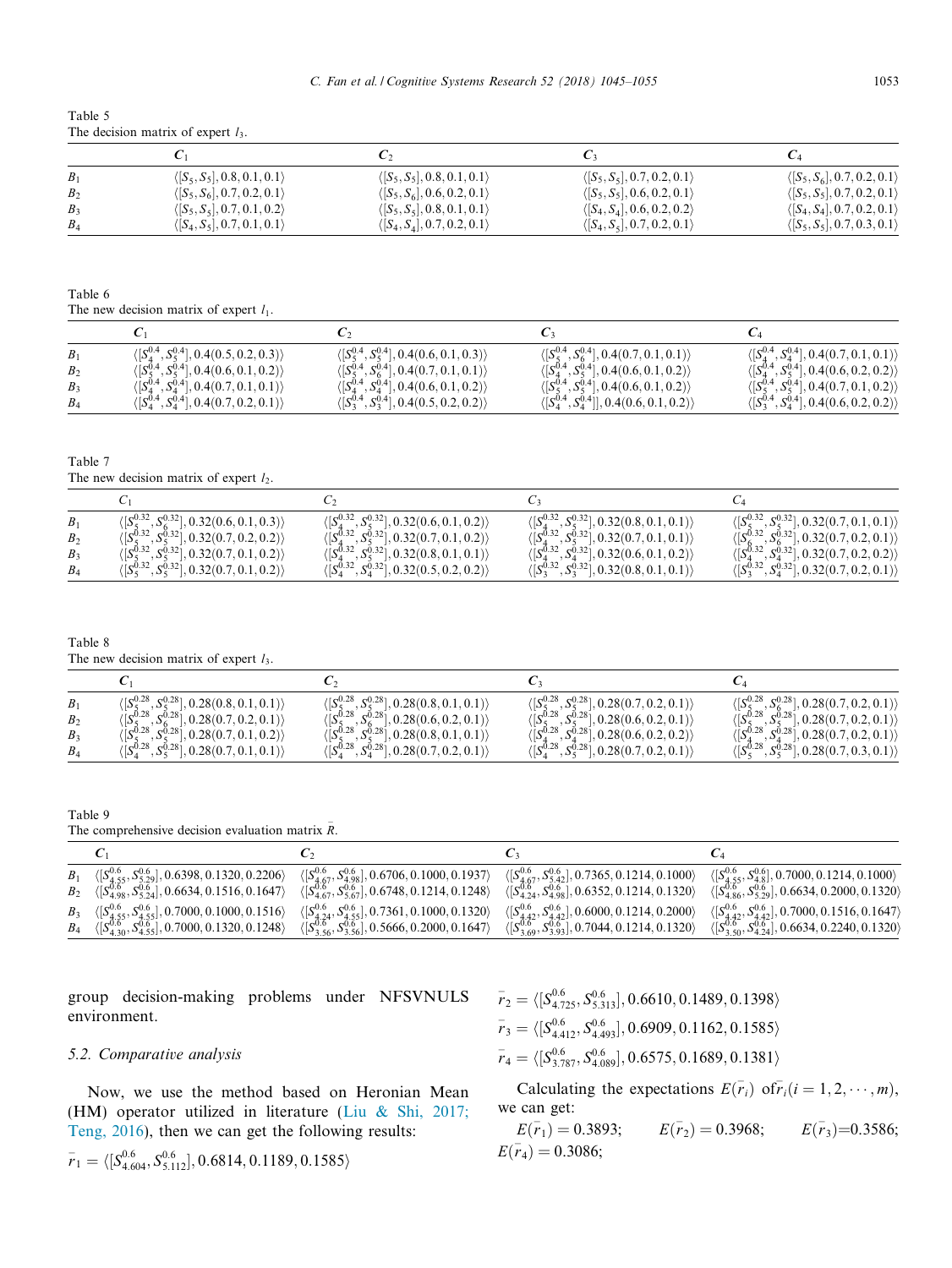Table 5
The decision matrix of expert $l_3$.

| | $C_1$ | $C_2$ | $C_3$ | $C_4$ |
|---|---|---|---|---|
| $B_1$ | $\langle [S_5, S_5], 0.8, 0.1, 0.1\rangle$ | $\langle [S_5, S_5], 0.8, 0.1, 0.1\rangle$ | $\langle [S_5, S_5], 0.7, 0.2, 0.1\rangle$ | $\langle [S_5, S_6], 0.7, 0.2, 0.1\rangle$ |
| $B_2$ | $\langle [S_5, S_6], 0.7, 0.2, 0.1\rangle$ | $\langle [S_5, S_6], 0.6, 0.2, 0.1\rangle$ | $\langle [S_5, S_5], 0.6, 0.2, 0.1\rangle$ | $\langle [S_5, S_5], 0.7, 0.2, 0.1\rangle$ |
| $B_3$ | $\langle [S_5, S_5], 0.7, 0.1, 0.2\rangle$ | $\langle [S_5, S_5], 0.8, 0.1, 0.1\rangle$ | $\langle [S_4, S_4], 0.6, 0.2, 0.2\rangle$ | $\langle [S_4, S_4], 0.7, 0.2, 0.1\rangle$ |
| $B_4$ | $\langle [S_4, S_5], 0.7, 0.1, 0.1\rangle$ | $\langle [S_4, S_4], 0.7, 0.2, 0.1\rangle$ | $\langle [S_4, S_5], 0.7, 0.2, 0.1\rangle$ | $\langle [S_5, S_5], 0.7, 0.3, 0.1\rangle$ |

Table 6
The new decision matrix of expert $l_1$.

| | $C_1$ | $C_2$ | $C_3$ | $C_4$ |
|---|---|---|---|---|
| $B_1$ | $\langle [S_4^{0.4}, S_5^{0.4}], 0.4(0.5, 0.2, 0.3)\rangle$ | $\langle [S_5^{0.4}, S_5^{0.4}], 0.4(0.6, 0.1, 0.3)\rangle$ | $\langle [S_5^{0.4}, S_6^{0.4}], 0.4(0.7, 0.1, 0.1)\rangle$ | $\langle [S_4^{0.4}, S_4^{0.4}], 0.4(0.7, 0.1, 0.1)\rangle$ |
| $B_2$ | $\langle [S_5^{0.4}, S_5^{0.4}], 0.4(0.6, 0.1, 0.2)\rangle$ | $\langle [S_4^{0.4}, S_6^{0.4}], 0.4(0.7, 0.1, 0.1)\rangle$ | $\langle [S_4^{0.4}, S_5^{0.4}], 0.4(0.6, 0.1, 0.2)\rangle$ | $\langle [S_4^{0.4}, S_5^{0.4}], 0.4(0.6, 0.2, 0.2)\rangle$ |
| $B_3$ | $\langle [S_4^{0.4}, S_4^{0.4}], 0.4(0.7, 0.1, 0.1)\rangle$ | $\langle [S_4^{0.4}, S_4^{0.4}], 0.4(0.6, 0.1, 0.2)\rangle$ | $\langle [S_5^{0.4}, S_5^{0.4}], 0.4(0.6, 0.1, 0.2)\rangle$ | $\langle [S_5^{0.4}, S_5^{0.4}], 0.4(0.7, 0.1, 0.2)\rangle$ |
| $B_4$ | $\langle [S_4^{0.4}, S_4^{0.4}], 0.4(0.7, 0.2, 0.1)\rangle$ | $\langle [S_3^{0.4}, S_3^{0.4}], 0.4(0.5, 0.2, 0.2)\rangle$ | $\langle [S_4^{0.4}, S_4^{0.4}]], 0.4(0.6, 0.1, 0.2)\rangle$ | $\langle [S_3^{0.4}, S_4^{0.4}], 0.4(0.6, 0.2, 0.2)\rangle$ |

Table 7
The new decision matrix of expert $l_2$.

| | $C_1$ | $C_2$ | $C_3$ | $C_4$ |
|---|---|---|---|---|
| $B_1$ | $\langle [S_5^{0.32}, S_6^{0.32}], 0.32(0.6, 0.1, 0.3)\rangle$ | $\langle [S_4^{0.32}, S_5^{0.32}], 0.32(0.6, 0.1, 0.2)\rangle$ | $\langle [S_4^{0.32}, S_5^{0.32}], 0.32(0.8, 0.1, 0.1)\rangle$ | $\langle [S_5^{0.32}, S_5^{0.32}], 0.32(0.7, 0.1, 0.1)\rangle$ |
| $B_2$ | $\langle [S_5^{0.32}, S_5^{0.32}], 0.32(0.7, 0.2, 0.2)\rangle$ | $\langle [S_4^{0.32}, S_5^{0.32}], 0.32(0.7, 0.1, 0.2)\rangle$ | $\langle [S_4^{0.32}, S_5^{0.32}], 0.32(0.7, 0.1, 0.1)\rangle$ | $\langle [S_6^{0.32}, S_6^{0.32}], 0.32(0.7, 0.2, 0.1)\rangle$ |
| $B_3$ | $\langle [S_5^{0.32}, S_5^{0.32}], 0.32(0.7, 0.1, 0.2)\rangle$ | $\langle [S_4^{0.32}, S_5^{0.32}], 0.32(0.8, 0.1, 0.1)\rangle$ | $\langle [S_4^{0.32}, S_4^{0.32}], 0.32(0.6, 0.1, 0.2)\rangle$ | $\langle [S_4^{0.32}, S_4^{0.32}], 0.32(0.7, 0.2, 0.2)\rangle$ |
| $B_4$ | $\langle [S_5^{0.32}, S_5^{0.32}], 0.32(0.7, 0.1, 0.2)\rangle$ | $\langle [S_4^{0.32}, S_4^{0.32}], 0.32(0.5, 0.2, 0.2)\rangle$ | $\langle [S_3^{0.32}, S_3^{0.32}], 0.32(0.8, 0.1, 0.1)\rangle$ | $\langle [S_3^{0.32}, S_4^{0.32}], 0.32(0.7, 0.2, 0.1)\rangle$ |

Table 8
The new decision matrix of expert $l_3$.

| | $C_1$ | $C_2$ | $C_3$ | $C_4$ |
|---|---|---|---|---|
| $B_1$ | $\langle [S_5^{0.28}, S_5^{0.28}], 0.28(0.8, 0.1, 0.1)\rangle$ | $\langle [S_5^{0.28}, S_5^{0.28}], 0.28(0.8, 0.1, 0.1)\rangle$ | $\langle [S_5^{0.28}, S_5^{0.28}], 0.28(0.7, 0.2, 0.1)\rangle$ | $\langle [S_5^{0.28}, S_6^{0.28}], 0.28(0.7, 0.2, 0.1)\rangle$ |
| $B_2$ | $\langle [S_5^{0.28}, S_6^{0.28}], 0.28(0.7, 0.2, 0.1)\rangle$ | $\langle [S_5^{0.28}, S_6^{0.28}], 0.28(0.6, 0.2, 0.1)\rangle$ | $\langle [S_5^{0.28}, S_5^{0.28}], 0.28(0.6, 0.2, 0.1)\rangle$ | $\langle [S_5^{0.28}, S_5^{0.28}], 0.28(0.7, 0.2, 0.1)\rangle$ |
| $B_3$ | $\langle [S_5^{0.28}, S_5^{0.28}], 0.28(0.7, 0.1, 0.2)\rangle$ | $\langle [S_5^{0.28}, S_5^{0.28}], 0.28(0.8, 0.1, 0.1)\rangle$ | $\langle [S_4^{0.28}, S_4^{0.28}], 0.28(0.6, 0.2, 0.2)\rangle$ | $\langle [S_4^{0.28}, S_4^{0.28}], 0.28(0.7, 0.2, 0.1)\rangle$ |
| $B_4$ | $\langle [S_4^{0.28}, S_5^{0.28}], 0.28(0.7, 0.1, 0.1)\rangle$ | $\langle [S_4^{0.28}, S_4^{0.28}], 0.28(0.7, 0.2, 0.1)\rangle$ | $\langle [S_4^{0.28}, S_5^{0.28}], 0.28(0.7, 0.2, 0.1)\rangle$ | $\langle [S_5^{0.28}, S_5^{0.28}], 0.28(0.7, 0.3, 0.1)\rangle$ |

Table 9
The comprehensive decision evaluation matrix $\bar{R}$.

| | $C_1$ | $C_2$ | $C_3$ | $C_4$ |
|---|---|---|---|---|
| $B_1$ | $\langle [S_{4.55}^{0.6}, S_{5.29}^{0.6}], 0.6398, 0.1320, 0.2206\rangle$ | $\langle [S_{4.67}^{0.6}, S_{4.98}^{0.6}], 0.6706, 0.1000, 0.1937\rangle$ | $\langle [S_{4.67}^{0.6}, S_{5.42}^{0.6}], 0.7365, 0.1214, 0.1000\rangle$ | $\langle [S_{4.55}^{0.6}, S_{4.8}^{0.6}], 0.7000, 0.1214, 0.1000\rangle$ |
| $B_2$ | $\langle [S_{4.98}^{0.6}, S_{5.24}^{0.6}], 0.6634, 0.1516, 0.1647\rangle$ | $\langle [S_{4.67}^{0.6}, S_{5.67}^{0.6}], 0.6748, 0.1214, 0.1248\rangle$ | $\langle [S_{4.24}^{0.6}, S_{4.98}^{0.6}], 0.6352, 0.1214, 0.1320\rangle$ | $\langle [S_{4.86}^{0.6}, S_{5.29}^{0.6}], 0.6634, 0.2000, 0.1320\rangle$ |
| $B_3$ | $\langle [S_{4.55}^{0.6}, S_{4.55}^{0.6}], 0.7000, 0.1000, 0.1516\rangle$ | $\langle [S_{4.24}^{0.6}, S_{4.55}^{0.6}], 0.7361, 0.1000, 0.1320\rangle$ | $\langle [S_{4.42}^{0.6}, S_{4.42}^{0.6}], 0.6000, 0.1214, 0.2000\rangle$ | $\langle [S_{4.42}^{0.6}, S_{4.42}^{0.6}], 0.7000, 0.1516, 0.1647\rangle$ |
| $B_4$ | $\langle [S_{4.30}^{0.6}, S_{4.55}^{0.6}], 0.7000, 0.1320, 0.1248\rangle$ | $\langle [S_{3.56}^{0.6}, S_{3.56}^{0.6}], 0.5666, 0.2000, 0.1647\rangle$ | $\langle [S_{3.69}^{0.6}, S_{3.93}^{0.6}], 0.7044, 0.1214, 0.1320\rangle$ | $\langle [S_{3.50}^{0.6}, S_{4.24}^{0.6}], 0.6634, 0.2240, 0.1320\rangle$ |

group decision-making problems under NFSVNULS environment.

### 5.2. Comparative analysis

Now, we use the method based on Heronian Mean (HM) operator utilized in literature (Liu & Shi, 2017; Teng, 2016), then we can get the following results:

$\bar{r}_1 = \langle [S_{4.604}^{0.6}, S_{5.112}^{0.6}], 0.6814, 0.1189, 0.1585\rangle$

$\bar{r}_2 = \langle [S_{4.725}^{0.6}, S_{5.313}^{0.6}], 0.6610, 0.1489, 0.1398\rangle$

$\bar{r}_3 = \langle [S_{4.412}^{0.6}, S_{4.493}^{0.6}], 0.6909, 0.1162, 0.1585\rangle$

$\bar{r}_4 = \langle [S_{3.787}^{0.6}, S_{4.089}^{0.6}], 0.6575, 0.1689, 0.1381\rangle$

Calculating the expectations $E(\bar{r}_i)$ of $\bar{r}_i (i = 1, 2, \cdots, m)$, we can get:

$E(\bar{r}_1) = 0.3893$; $E(\bar{r}_2) = 0.3968$; $E(\bar{r}_3) = 0.3586$; $E(\bar{r}_4) = 0.3086$;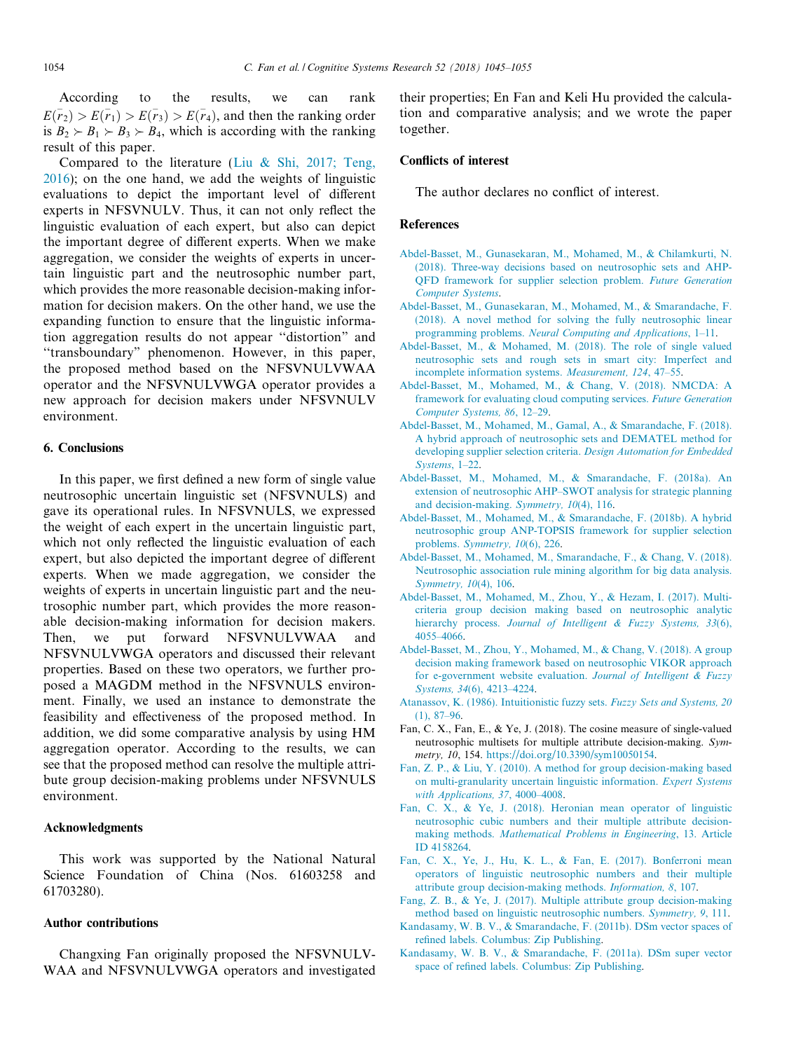According to the results, we can rank $E(\bar{r}_2) > E(\bar{r}_1) > E(\bar{r}_3) > E(\bar{r}_4)$, and then the ranking order is $B_2 \succ B_1 \succ B_3 \succ B_4$, which is according with the ranking result of this paper.

Compared to the literature (Liu & Shi, 2017; Teng, 2016); on the one hand, we add the weights of linguistic evaluations to depict the important level of different experts in NFSVNULV. Thus, it can not only reflect the linguistic evaluation of each expert, but also can depict the important degree of different experts. When we make aggregation, we consider the weights of experts in uncertain linguistic part and the neutrosophic number part, which provides the more reasonable decision-making information for decision makers. On the other hand, we use the expanding function to ensure that the linguistic information aggregation results do not appear "distortion" and "transboundary" phenomenon. However, in this paper, the proposed method based on the NFSVNULVWAA operator and the NFSVNULVWGA operator provides a new approach for decision makers under NFSVNULV environment.

## 6. Conclusions

In this paper, we first defined a new form of single value neutrosophic uncertain linguistic set (NFSVNULS) and gave its operational rules. In NFSVNULS, we expressed the weight of each expert in the uncertain linguistic part, which not only reflected the linguistic evaluation of each expert, but also depicted the important degree of different experts. When we made aggregation, we consider the weights of experts in uncertain linguistic part and the neutrosophic number part, which provides the more reasonable decision-making information for decision makers. Then, we put forward NFSVNULVWAA and NFSVNULVWGA operators and discussed their relevant properties. Based on these two operators, we further proposed a MAGDM method in the NFSVNULS environment. Finally, we used an instance to demonstrate the feasibility and effectiveness of the proposed method. In addition, we did some comparative analysis by using HM aggregation operator. According to the results, we can see that the proposed method can resolve the multiple attribute group decision-making problems under NFSVNULS environment.

## Acknowledgments

This work was supported by the National Natural Science Foundation of China (Nos. 61603258 and 61703280).

## Author contributions

Changxing Fan originally proposed the NFSVNULVWAA and NFSVNULVWGA operators and investigated their properties; En Fan and Keli Hu provided the calculation and comparative analysis; and we wrote the paper together.

## Conflicts of interest

The author declares no conflict of interest.

## References

Abdel-Basset, M., Gunasekaran, M., Mohamed, M., & Chilamkurti, N. (2018). Three-way decisions based on neutrosophic sets and AHP-QFD framework for supplier selection problem. *Future Generation Computer Systems*.

Abdel-Basset, M., Gunasekaran, M., Mohamed, M., & Smarandache, F. (2018). A novel method for solving the fully neutrosophic linear programming problems. *Neural Computing and Applications*, 1–11.

Abdel-Basset, M., & Mohamed, M. (2018). The role of single valued neutrosophic sets and rough sets in smart city: Imperfect and incomplete information systems. *Measurement, 124*, 47–55.

Abdel-Basset, M., Mohamed, M., & Chang, V. (2018). NMCDA: A framework for evaluating cloud computing services. *Future Generation Computer Systems, 86*, 12–29.

Abdel-Basset, M., Mohamed, M., Gamal, A., & Smarandache, F. (2018). A hybrid approach of neutrosophic sets and DEMATEL method for developing supplier selection criteria. *Design Automation for Embedded Systems*, 1–22.

Abdel-Basset, M., Mohamed, M., & Smarandache, F. (2018a). An extension of neutrosophic AHP–SWOT analysis for strategic planning and decision-making. *Symmetry, 10*(4), 116.

Abdel-Basset, M., Mohamed, M., & Smarandache, F. (2018b). A hybrid neutrosophic group ANP-TOPSIS framework for supplier selection problems. *Symmetry, 10*(6), 226.

Abdel-Basset, M., Mohamed, M., Smarandache, F., & Chang, V. (2018). Neutrosophic association rule mining algorithm for big data analysis. *Symmetry, 10*(4), 106.

Abdel-Basset, M., Mohamed, M., Zhou, Y., & Hezam, I. (2017). Multi-criteria group decision making based on neutrosophic analytic hierarchy process. *Journal of Intelligent & Fuzzy Systems, 33*(6), 4055–4066.

Abdel-Basset, M., Zhou, Y., Mohamed, M., & Chang, V. (2018). A group decision making framework based on neutrosophic VIKOR approach for e-government website evaluation. *Journal of Intelligent & Fuzzy Systems, 34*(6), 4213–4224.

Atanassov, K. (1986). Intuitionistic fuzzy sets. *Fuzzy Sets and Systems, 20*(1), 87–96.

Fan, C. X., Fan, E., & Ye, J. (2018). The cosine measure of single-valued neutrosophic multisets for multiple attribute decision-making. *Symmetry, 10*, 154. https://doi.org/10.3390/sym10050154.

Fan, Z. P., & Liu, Y. (2010). A method for group decision-making based on multi-granularity uncertain linguistic information. *Expert Systems with Applications, 37*, 4000–4008.

Fan, C. X., & Ye, J. (2018). Heronian mean operator of linguistic neutrosophic cubic numbers and their multiple attribute decision-making methods. *Mathematical Problems in Engineering*, 13. Article ID 4158264.

Fan, C. X., Ye, J., Hu, K. L., & Fan, E. (2017). Bonferroni mean operators of linguistic neutrosophic numbers and their multiple attribute group decision-making methods. *Information, 8*, 107.

Fang, Z. B., & Ye, J. (2017). Multiple attribute group decision-making method based on linguistic neutrosophic numbers. *Symmetry, 9*, 111.

Kandasamy, W. B. V., & Smarandache, F. (2011b). DSm vector spaces of refined labels. Columbus: Zip Publishing.

Kandasamy, W. B. V., & Smarandache, F. (2011a). DSm super vector space of refined labels. Columbus: Zip Publishing.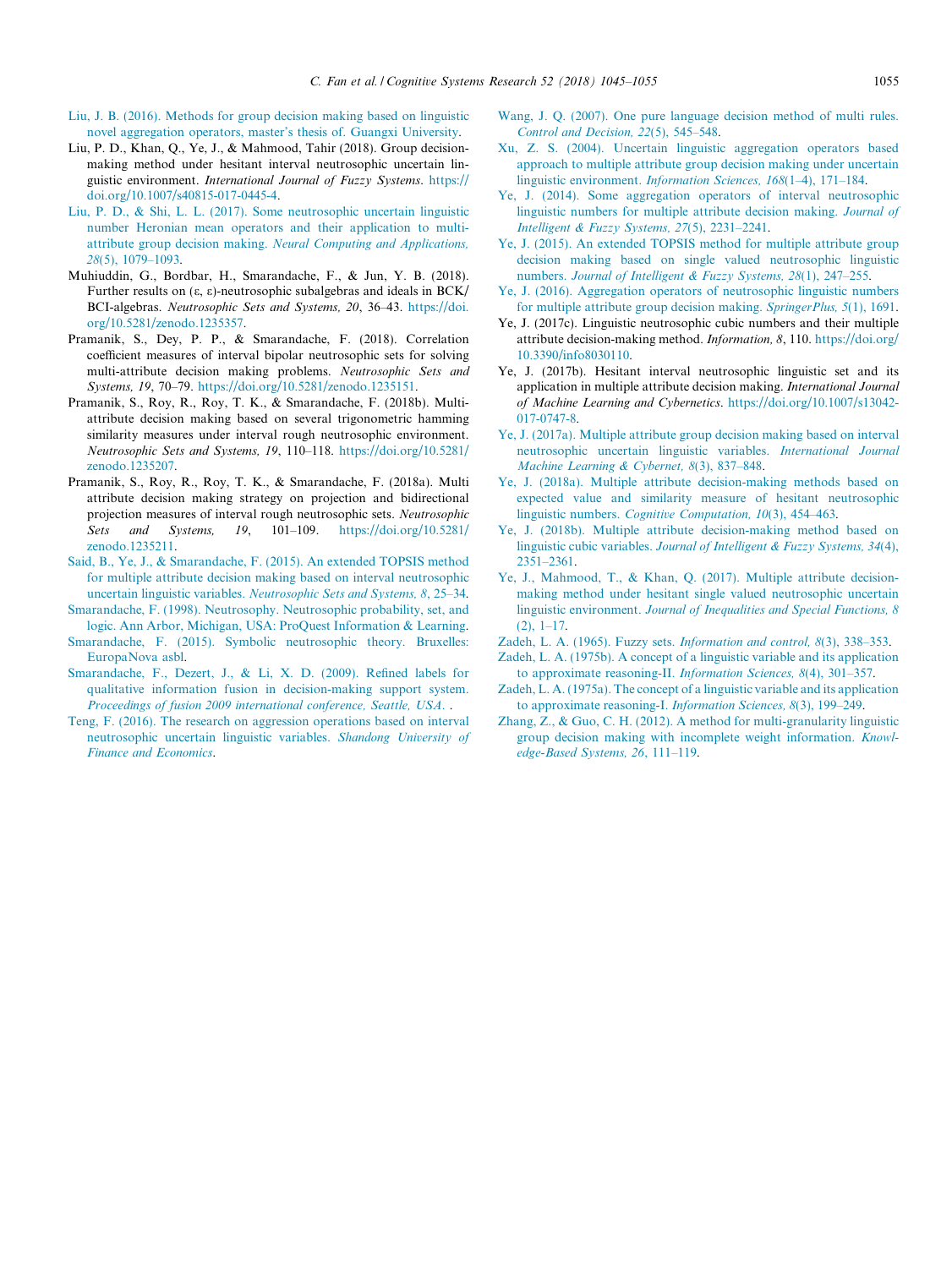Liu, J. B. (2016). Methods for group decision making based on linguistic novel aggregation operators, master's thesis of. Guangxi University.

Liu, P. D., Khan, Q., Ye, J., & Mahmood, Tahir (2018). Group decision-making method under hesitant interval neutrosophic uncertain linguistic environment. *International Journal of Fuzzy Systems*. https://doi.org/10.1007/s40815-017-0445-4.

Liu, P. D., & Shi, L. L. (2017). Some neutrosophic uncertain linguistic number Heronian mean operators and their application to multi-attribute group decision making. *Neural Computing and Applications, 28*(5), 1079–1093.

Muhiuddin, G., Bordbar, H., Smarandache, F., & Jun, Y. B. (2018). Further results on (ε, ε)-neutrosophic subalgebras and ideals in BCK/BCI-algebras. *Neutrosophic Sets and Systems, 20*, 36–43. https://doi.org/10.5281/zenodo.1235357.

Pramanik, S., Dey, P. P., & Smarandache, F. (2018). Correlation coefficient measures of interval bipolar neutrosophic sets for solving multi-attribute decision making problems. *Neutrosophic Sets and Systems, 19*, 70–79. https://doi.org/10.5281/zenodo.1235151.

Pramanik, S., Roy, R., Roy, T. K., & Smarandache, F. (2018b). Multi-attribute decision making based on several trigonometric hamming similarity measures under interval rough neutrosophic environment. *Neutrosophic Sets and Systems, 19*, 110–118. https://doi.org/10.5281/zenodo.1235207.

Pramanik, S., Roy, R., Roy, T. K., & Smarandache, F. (2018a). Multi attribute decision making strategy on projection and bidirectional projection measures of interval rough neutrosophic sets. *Neutrosophic Sets and Systems, 19*, 101–109. https://doi.org/10.5281/zenodo.1235211.

Said, B., Ye, J., & Smarandache, F. (2015). An extended TOPSIS method for multiple attribute decision making based on interval neutrosophic uncertain linguistic variables. *Neutrosophic Sets and Systems, 8*, 25–34.

Smarandache, F. (1998). Neutrosophy. Neutrosophic probability, set, and logic. Ann Arbor, Michigan, USA: ProQuest Information & Learning.

Smarandache, F. (2015). Symbolic neutrosophic theory. Bruxelles: EuropaNova asbl.

Smarandache, F., Dezert, J., & Li, X. D. (2009). Refined labels for qualitative information fusion in decision-making support system. *Proceedings of fusion 2009 international conference, Seattle, USA*. .

Teng, F. (2016). The research on aggression operations based on interval neutrosophic uncertain linguistic variables. *Shandong University of Finance and Economics*.

Wang, J. Q. (2007). One pure language decision method of multi rules. *Control and Decision, 22*(5), 545–548.

Xu, Z. S. (2004). Uncertain linguistic aggregation operators based approach to multiple attribute group decision making under uncertain linguistic environment. *Information Sciences, 168*(1–4), 171–184.

Ye, J. (2014). Some aggregation operators of interval neutrosophic linguistic numbers for multiple attribute decision making. *Journal of Intelligent & Fuzzy Systems, 27*(5), 2231–2241.

Ye, J. (2015). An extended TOPSIS method for multiple attribute group decision making based on single valued neutrosophic linguistic numbers. *Journal of Intelligent & Fuzzy Systems, 28*(1), 247–255.

Ye, J. (2016). Aggregation operators of neutrosophic linguistic numbers for multiple attribute group decision making. *SpringerPlus, 5*(1), 1691.

Ye, J. (2017c). Linguistic neutrosophic cubic numbers and their multiple attribute decision-making method. *Information, 8*, 110. https://doi.org/10.3390/info8030110.

Ye, J. (2017b). Hesitant interval neutrosophic linguistic set and its application in multiple attribute decision making. *International Journal of Machine Learning and Cybernetics*. https://doi.org/10.1007/s13042-017-0747-8.

Ye, J. (2017a). Multiple attribute group decision making based on interval neutrosophic uncertain linguistic variables. *International Journal Machine Learning & Cybernet, 8*(3), 837–848.

Ye, J. (2018a). Multiple attribute decision-making methods based on expected value and similarity measure of hesitant neutrosophic linguistic numbers. *Cognitive Computation, 10*(3), 454–463.

Ye, J. (2018b). Multiple attribute decision-making method based on linguistic cubic variables. *Journal of Intelligent & Fuzzy Systems, 34*(4), 2351–2361.

Ye, J., Mahmood, T., & Khan, Q. (2017). Multiple attribute decision-making method under hesitant single valued neutrosophic uncertain linguistic environment. *Journal of Inequalities and Special Functions, 8* (2), 1–17.

Zadeh, L. A. (1965). Fuzzy sets. *Information and control, 8*(3), 338–353.

Zadeh, L. A. (1975b). A concept of a linguistic variable and its application to approximate reasoning-II. *Information Sciences, 8*(4), 301–357.

Zadeh, L. A. (1975a). The concept of a linguistic variable and its application to approximate reasoning-I. *Information Sciences, 8*(3), 199–249.

Zhang, Z., & Guo, C. H. (2012). A method for multi-granularity linguistic group decision making with incomplete weight information. *Knowledge-Based Systems, 26*, 111–119.